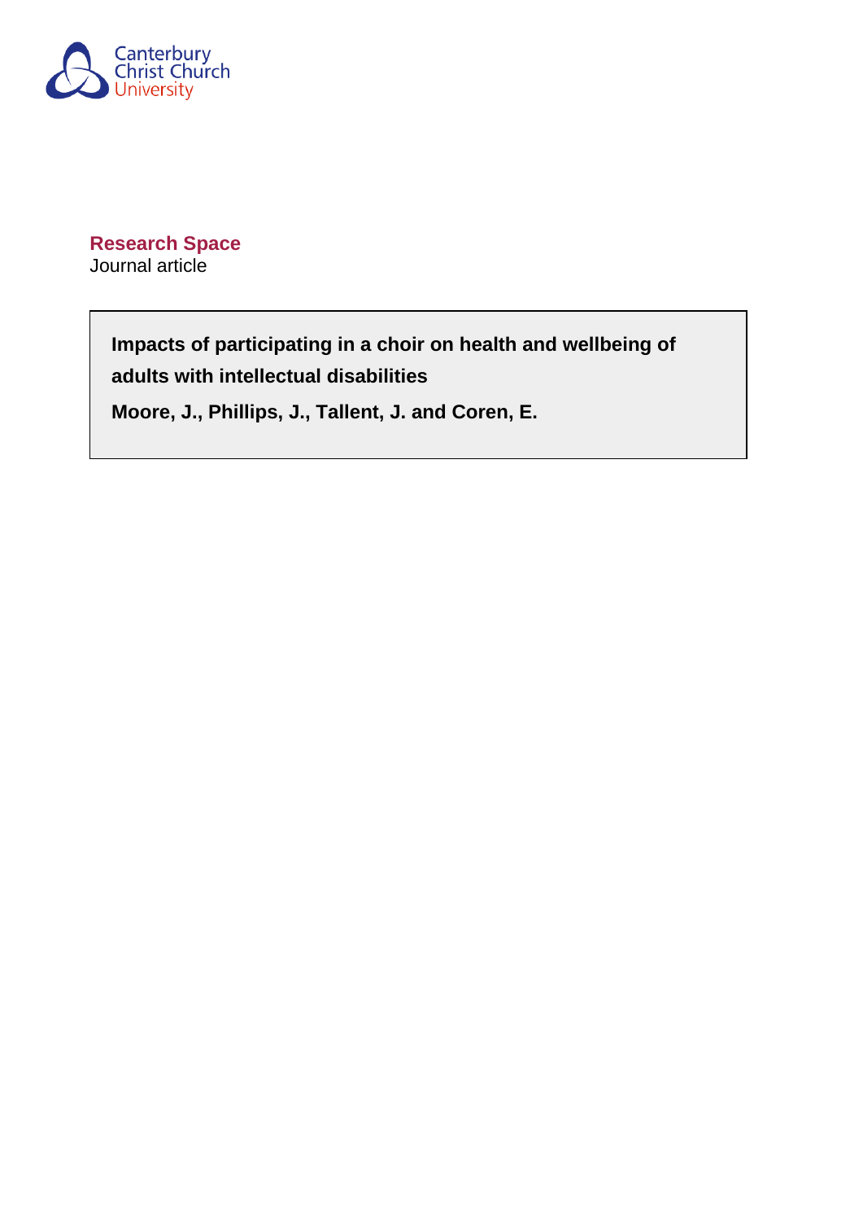Canterbury Christ Church University

**Research Space**
Journal article

**Impacts of participating in a choir on health and wellbeing of adults with intellectual disabilities**

**Moore, J., Phillips, J., Tallent, J. and Coren, E.**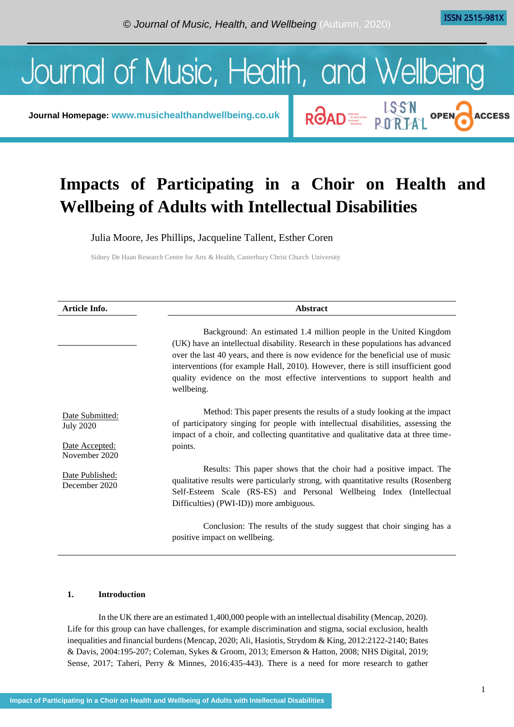# Impacts of Participating in a Choir on Health and Wellbeing of Adults with Intellectual Disabilities

Julia Moore, Jes Phillips, Jacqueline Tallent, Esther Coren

Sidney De Haan Research Centre for Arts & Health, Canterbury Christ Church University

| Article Info. | Abstract |
|---|---|
| | Background: An estimated 1.4 million people in the United Kingdom (UK) have an intellectual disability. Research in these populations has advanced over the last 40 years, and there is now evidence for the beneficial use of music interventions (for example Hall, 2010). However, there is still insufficient good quality evidence on the most effective interventions to support health and wellbeing. |
| Date Submitted: July 2020<br>Date Accepted: November 2020<br>Date Published: December 2020 | Method: This paper presents the results of a study looking at the impact of participatory singing for people with intellectual disabilities, assessing the impact of a choir, and collecting quantitative and qualitative data at three time-points.<br><br>Results: This paper shows that the choir had a positive impact. The qualitative results were particularly strong, with quantitative results (Rosenberg Self-Esteem Scale (RS-ES) and Personal Wellbeing Index (Intellectual Difficulties) (PWI-ID)) more ambiguous.<br><br>Conclusion: The results of the study suggest that choir singing has a positive impact on wellbeing. |

## 1. Introduction

In the UK there are an estimated 1,400,000 people with an intellectual disability (Mencap, 2020). Life for this group can have challenges, for example discrimination and stigma, social exclusion, health inequalities and financial burdens (Mencap, 2020; Ali, Hasiotis, Strydom & King, 2012:2122-2140; Bates & Davis, 2004:195-207; Coleman, Sykes & Groom, 2013; Emerson & Hatton, 2008; NHS Digital, 2019; Sense, 2017; Taheri, Perry & Minnes, 2016:435-443). There is a need for more research to gather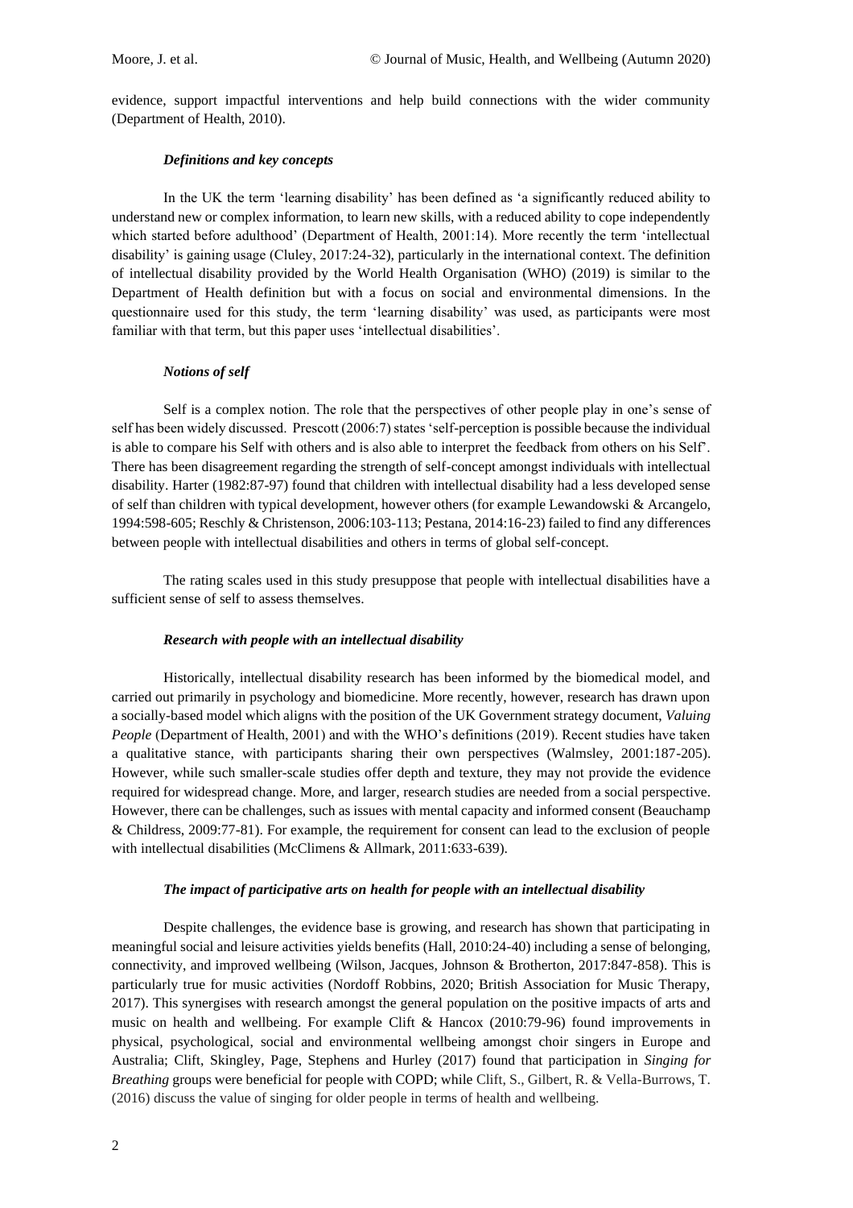evidence, support impactful interventions and help build connections with the wider community (Department of Health, 2010).

### *Definitions and key concepts*

In the UK the term 'learning disability' has been defined as 'a significantly reduced ability to understand new or complex information, to learn new skills, with a reduced ability to cope independently which started before adulthood' (Department of Health, 2001:14). More recently the term 'intellectual disability' is gaining usage (Cluley, 2017:24-32), particularly in the international context. The definition of intellectual disability provided by the World Health Organisation (WHO) (2019) is similar to the Department of Health definition but with a focus on social and environmental dimensions. In the questionnaire used for this study, the term 'learning disability' was used, as participants were most familiar with that term, but this paper uses 'intellectual disabilities'.

### *Notions of self*

Self is a complex notion. The role that the perspectives of other people play in one's sense of self has been widely discussed. Prescott (2006:7) states 'self-perception is possible because the individual is able to compare his Self with others and is also able to interpret the feedback from others on his Self'. There has been disagreement regarding the strength of self-concept amongst individuals with intellectual disability. Harter (1982:87-97) found that children with intellectual disability had a less developed sense of self than children with typical development, however others (for example Lewandowski & Arcangelo, 1994:598-605; Reschly & Christenson, 2006:103-113; Pestana, 2014:16-23) failed to find any differences between people with intellectual disabilities and others in terms of global self-concept.

The rating scales used in this study presuppose that people with intellectual disabilities have a sufficient sense of self to assess themselves.

### *Research with people with an intellectual disability*

Historically, intellectual disability research has been informed by the biomedical model, and carried out primarily in psychology and biomedicine. More recently, however, research has drawn upon a socially-based model which aligns with the position of the UK Government strategy document, *Valuing People* (Department of Health, 2001) and with the WHO's definitions (2019). Recent studies have taken a qualitative stance, with participants sharing their own perspectives (Walmsley, 2001:187-205). However, while such smaller-scale studies offer depth and texture, they may not provide the evidence required for widespread change. More, and larger, research studies are needed from a social perspective. However, there can be challenges, such as issues with mental capacity and informed consent (Beauchamp & Childress, 2009:77-81). For example, the requirement for consent can lead to the exclusion of people with intellectual disabilities (McClimens & Allmark, 2011:633-639).

### *The impact of participative arts on health for people with an intellectual disability*

Despite challenges, the evidence base is growing, and research has shown that participating in meaningful social and leisure activities yields benefits (Hall, 2010:24-40) including a sense of belonging, connectivity, and improved wellbeing (Wilson, Jacques, Johnson & Brotherton, 2017:847-858). This is particularly true for music activities (Nordoff Robbins, 2020; British Association for Music Therapy, 2017). This synergises with research amongst the general population on the positive impacts of arts and music on health and wellbeing. For example Clift & Hancox (2010:79-96) found improvements in physical, psychological, social and environmental wellbeing amongst choir singers in Europe and Australia; Clift, Skingley, Page, Stephens and Hurley (2017) found that participation in *Singing for Breathing* groups were beneficial for people with COPD; while Clift, S., Gilbert, R. & Vella-Burrows, T. (2016) discuss the value of singing for older people in terms of health and wellbeing.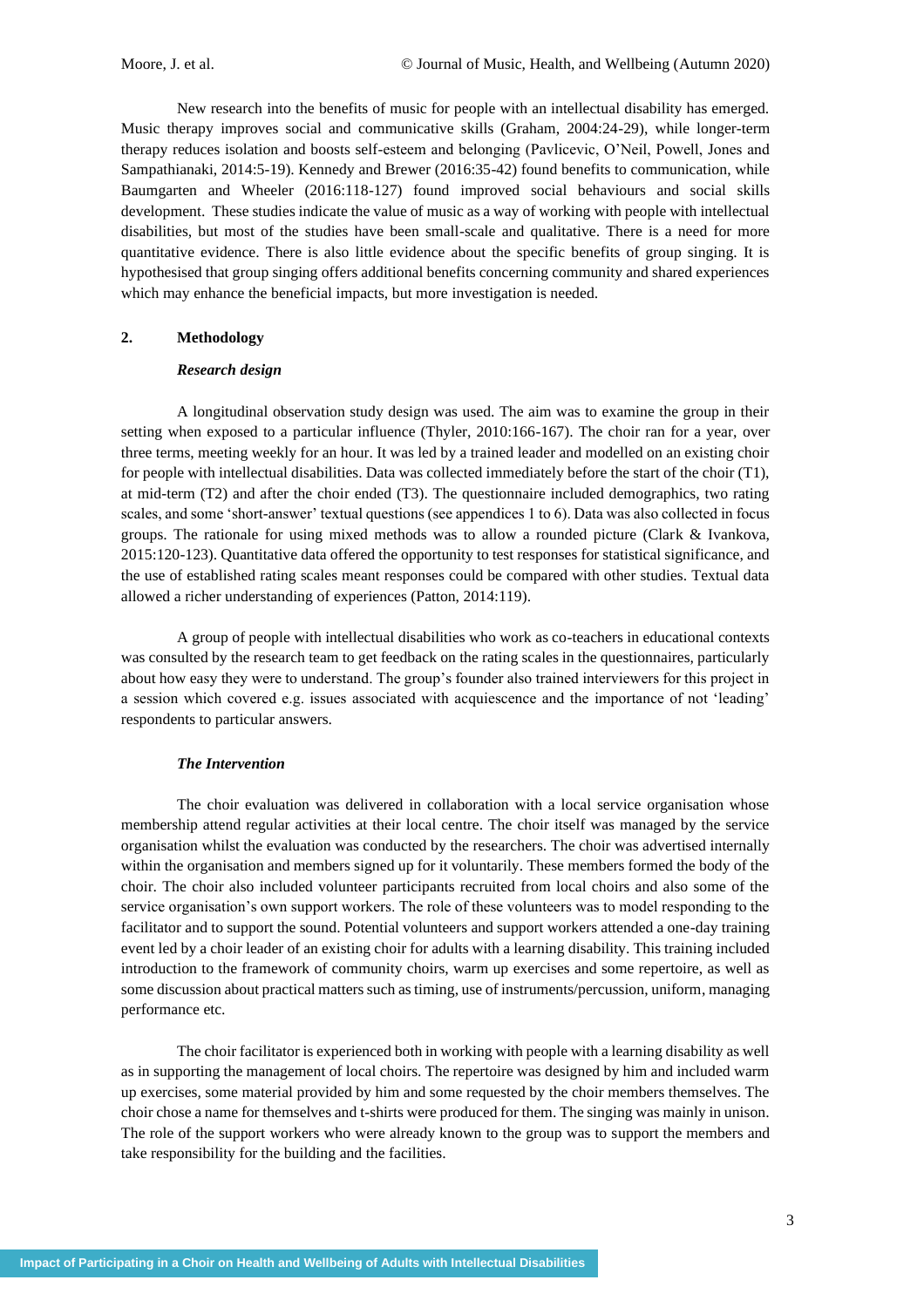New research into the benefits of music for people with an intellectual disability has emerged. Music therapy improves social and communicative skills (Graham, 2004:24-29), while longer-term therapy reduces isolation and boosts self-esteem and belonging (Pavlicevic, O'Neil, Powell, Jones and Sampathianaki, 2014:5-19). Kennedy and Brewer (2016:35-42) found benefits to communication, while Baumgarten and Wheeler (2016:118-127) found improved social behaviours and social skills development. These studies indicate the value of music as a way of working with people with intellectual disabilities, but most of the studies have been small-scale and qualitative. There is a need for more quantitative evidence. There is also little evidence about the specific benefits of group singing. It is hypothesised that group singing offers additional benefits concerning community and shared experiences which may enhance the beneficial impacts, but more investigation is needed.

## 2. Methodology

### *Research design*

A longitudinal observation study design was used. The aim was to examine the group in their setting when exposed to a particular influence (Thyler, 2010:166-167). The choir ran for a year, over three terms, meeting weekly for an hour. It was led by a trained leader and modelled on an existing choir for people with intellectual disabilities. Data was collected immediately before the start of the choir (T1), at mid-term (T2) and after the choir ended (T3). The questionnaire included demographics, two rating scales, and some 'short-answer' textual questions (see appendices 1 to 6). Data was also collected in focus groups. The rationale for using mixed methods was to allow a rounded picture (Clark & Ivankova, 2015:120-123). Quantitative data offered the opportunity to test responses for statistical significance, and the use of established rating scales meant responses could be compared with other studies. Textual data allowed a richer understanding of experiences (Patton, 2014:119).

A group of people with intellectual disabilities who work as co-teachers in educational contexts was consulted by the research team to get feedback on the rating scales in the questionnaires, particularly about how easy they were to understand. The group's founder also trained interviewers for this project in a session which covered e.g. issues associated with acquiescence and the importance of not 'leading' respondents to particular answers.

### *The Intervention*

The choir evaluation was delivered in collaboration with a local service organisation whose membership attend regular activities at their local centre. The choir itself was managed by the service organisation whilst the evaluation was conducted by the researchers. The choir was advertised internally within the organisation and members signed up for it voluntarily. These members formed the body of the choir. The choir also included volunteer participants recruited from local choirs and also some of the service organisation's own support workers. The role of these volunteers was to model responding to the facilitator and to support the sound. Potential volunteers and support workers attended a one-day training event led by a choir leader of an existing choir for adults with a learning disability. This training included introduction to the framework of community choirs, warm up exercises and some repertoire, as well as some discussion about practical matters such as timing, use of instruments/percussion, uniform, managing performance etc.

The choir facilitator is experienced both in working with people with a learning disability as well as in supporting the management of local choirs. The repertoire was designed by him and included warm up exercises, some material provided by him and some requested by the choir members themselves. The choir chose a name for themselves and t-shirts were produced for them. The singing was mainly in unison. The role of the support workers who were already known to the group was to support the members and take responsibility for the building and the facilities.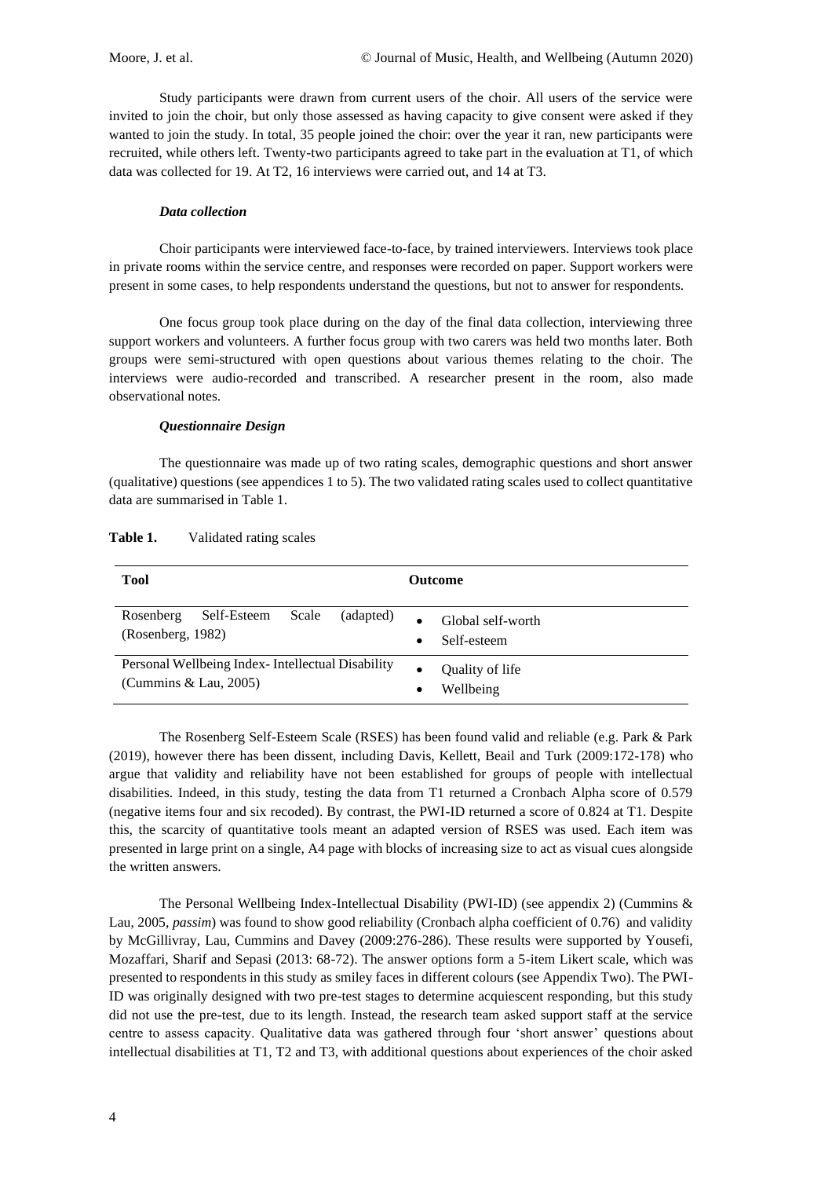Study participants were drawn from current users of the choir. All users of the service were invited to join the choir, but only those assessed as having capacity to give consent were asked if they wanted to join the study. In total, 35 people joined the choir: over the year it ran, new participants were recruited, while others left. Twenty-two participants agreed to take part in the evaluation at T1, of which data was collected for 19. At T2, 16 interviews were carried out, and 14 at T3.

### *Data collection*

Choir participants were interviewed face-to-face, by trained interviewers. Interviews took place in private rooms within the service centre, and responses were recorded on paper. Support workers were present in some cases, to help respondents understand the questions, but not to answer for respondents.

One focus group took place during on the day of the final data collection, interviewing three support workers and volunteers. A further focus group with two carers was held two months later. Both groups were semi-structured with open questions about various themes relating to the choir. The interviews were audio-recorded and transcribed. A researcher present in the room, also made observational notes.

### *Questionnaire Design*

The questionnaire was made up of two rating scales, demographic questions and short answer (qualitative) questions (see appendices 1 to 5). The two validated rating scales used to collect quantitative data are summarised in Table 1.

**Table 1.** Validated rating scales

| Tool | Outcome |
|---|---|
| Rosenberg Self-Esteem Scale (adapted) (Rosenberg, 1982) | • Global self-worth<br>• Self-esteem |
| Personal Wellbeing Index- Intellectual Disability (Cummins & Lau, 2005) | • Quality of life<br>• Wellbeing |

The Rosenberg Self-Esteem Scale (RSES) has been found valid and reliable (e.g. Park & Park (2019), however there has been dissent, including Davis, Kellett, Beail and Turk (2009:172-178) who argue that validity and reliability have not been established for groups of people with intellectual disabilities. Indeed, in this study, testing the data from T1 returned a Cronbach Alpha score of 0.579 (negative items four and six recoded). By contrast, the PWI-ID returned a score of 0.824 at T1. Despite this, the scarcity of quantitative tools meant an adapted version of RSES was used. Each item was presented in large print on a single, A4 page with blocks of increasing size to act as visual cues alongside the written answers.

The Personal Wellbeing Index-Intellectual Disability (PWI-ID) (see appendix 2) (Cummins & Lau, 2005, *passim*) was found to show good reliability (Cronbach alpha coefficient of 0.76) and validity by McGillivray, Lau, Cummins and Davey (2009:276-286). These results were supported by Yousefi, Mozaffari, Sharif and Sepasi (2013: 68-72). The answer options form a 5-item Likert scale, which was presented to respondents in this study as smiley faces in different colours (see Appendix Two). The PWI-ID was originally designed with two pre-test stages to determine acquiescent responding, but this study did not use the pre-test, due to its length. Instead, the research team asked support staff at the service centre to assess capacity. Qualitative data was gathered through four 'short answer' questions about intellectual disabilities at T1, T2 and T3, with additional questions about experiences of the choir asked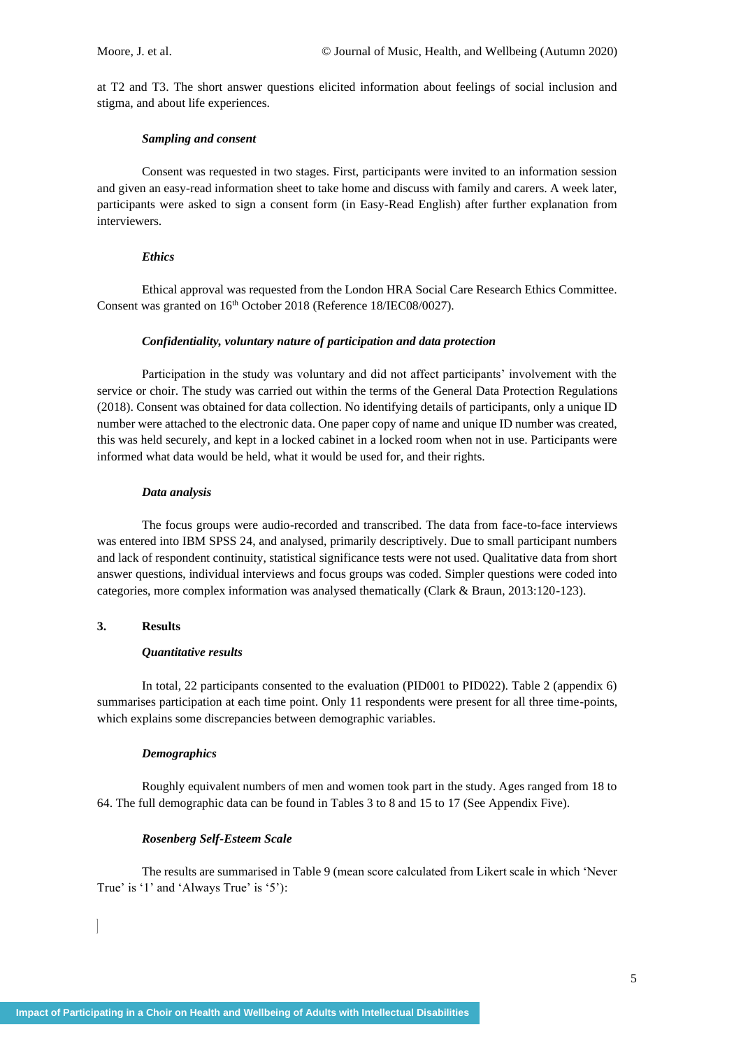at T2 and T3. The short answer questions elicited information about feelings of social inclusion and stigma, and about life experiences.

#### *Sampling and consent*

Consent was requested in two stages. First, participants were invited to an information session and given an easy-read information sheet to take home and discuss with family and carers. A week later, participants were asked to sign a consent form (in Easy-Read English) after further explanation from interviewers.

#### *Ethics*

Ethical approval was requested from the London HRA Social Care Research Ethics Committee. Consent was granted on 16th October 2018 (Reference 18/IEC08/0027).

#### *Confidentiality, voluntary nature of participation and data protection*

Participation in the study was voluntary and did not affect participants' involvement with the service or choir. The study was carried out within the terms of the General Data Protection Regulations (2018). Consent was obtained for data collection. No identifying details of participants, only a unique ID number were attached to the electronic data. One paper copy of name and unique ID number was created, this was held securely, and kept in a locked cabinet in a locked room when not in use. Participants were informed what data would be held, what it would be used for, and their rights.

#### *Data analysis*

The focus groups were audio-recorded and transcribed. The data from face-to-face interviews was entered into IBM SPSS 24, and analysed, primarily descriptively. Due to small participant numbers and lack of respondent continuity, statistical significance tests were not used. Qualitative data from short answer questions, individual interviews and focus groups was coded. Simpler questions were coded into categories, more complex information was analysed thematically (Clark & Braun, 2013:120-123).

## 3. Results

#### *Quantitative results*

In total, 22 participants consented to the evaluation (PID001 to PID022). Table 2 (appendix 6) summarises participation at each time point. Only 11 respondents were present for all three time-points, which explains some discrepancies between demographic variables.

#### *Demographics*

Roughly equivalent numbers of men and women took part in the study. Ages ranged from 18 to 64. The full demographic data can be found in Tables 3 to 8 and 15 to 17 (See Appendix Five).

#### *Rosenberg Self-Esteem Scale*

The results are summarised in Table 9 (mean score calculated from Likert scale in which 'Never True' is '1' and 'Always True' is '5'):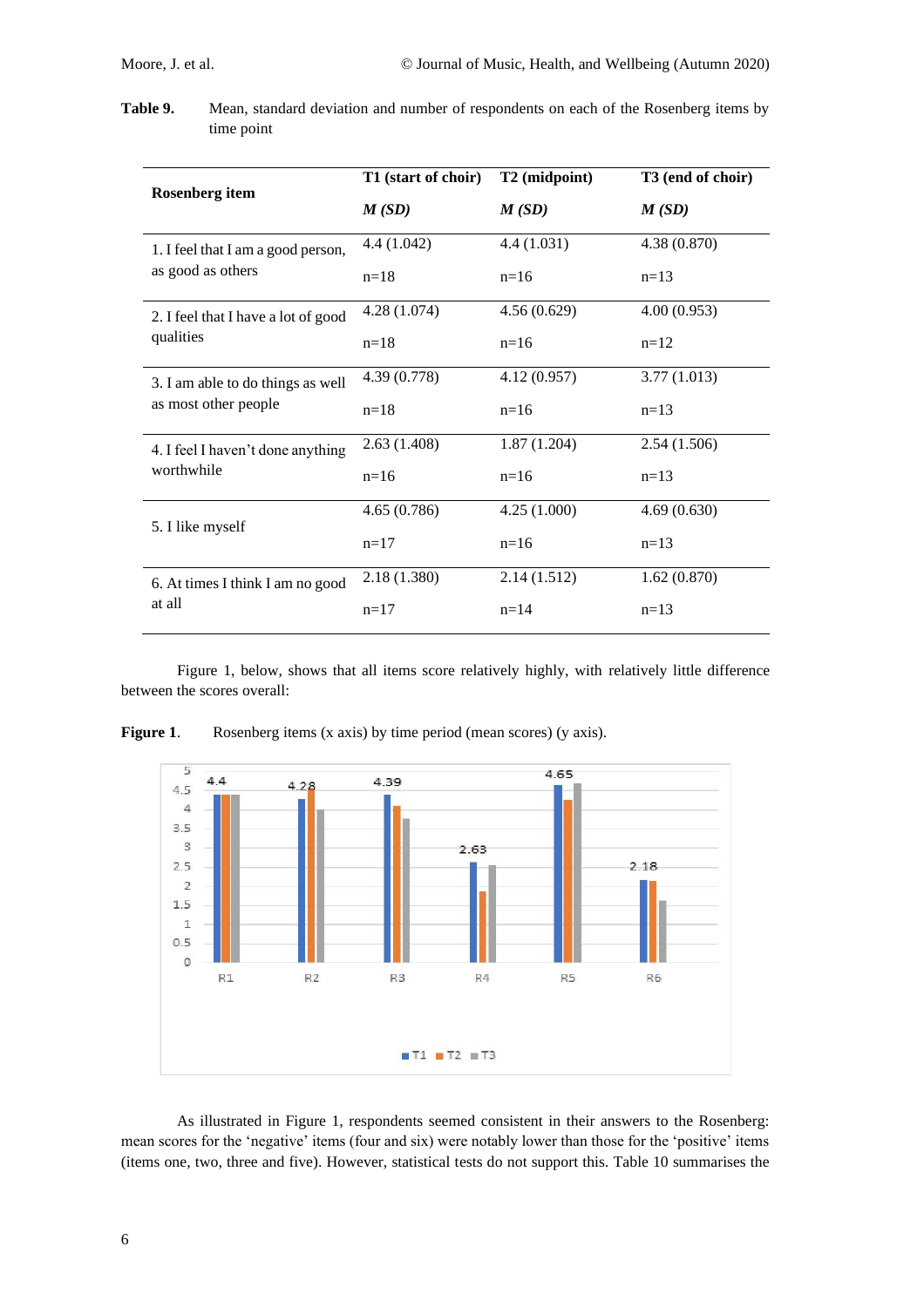**Table 9.** Mean, standard deviation and number of respondents on each of the Rosenberg items by time point

| Rosenberg item | T1 (start of choir) | T2 (midpoint) | T3 (end of choir) |
|---|---|---|---|
| | *M (SD)* | *M (SD)* | *M (SD)* |
| 1. I feel that I am a good person, as good as others | 4.4 (1.042) n=18 | 4.4 (1.031) n=16 | 4.38 (0.870) n=13 |
| 2. I feel that I have a lot of good qualities | 4.28 (1.074) n=18 | 4.56 (0.629) n=16 | 4.00 (0.953) n=12 |
| 3. I am able to do things as well as most other people | 4.39 (0.778) n=18 | 4.12 (0.957) n=16 | 3.77 (1.013) n=13 |
| 4. I feel I haven't done anything worthwhile | 2.63 (1.408) n=16 | 1.87 (1.204) n=16 | 2.54 (1.506) n=13 |
| 5. I like myself | 4.65 (0.786) n=17 | 4.25 (1.000) n=16 | 4.69 (0.630) n=13 |
| 6. At times I think I am no good at all | 2.18 (1.380) n=17 | 2.14 (1.512) n=14 | 1.62 (0.870) n=13 |

Figure 1, below, shows that all items score relatively highly, with relatively little difference between the scores overall:

**Figure 1**. Rosenberg items (x axis) by time period (mean scores) (y axis).

As illustrated in Figure 1, respondents seemed consistent in their answers to the Rosenberg: mean scores for the 'negative' items (four and six) were notably lower than those for the 'positive' items (items one, two, three and five). However, statistical tests do not support this. Table 10 summarises the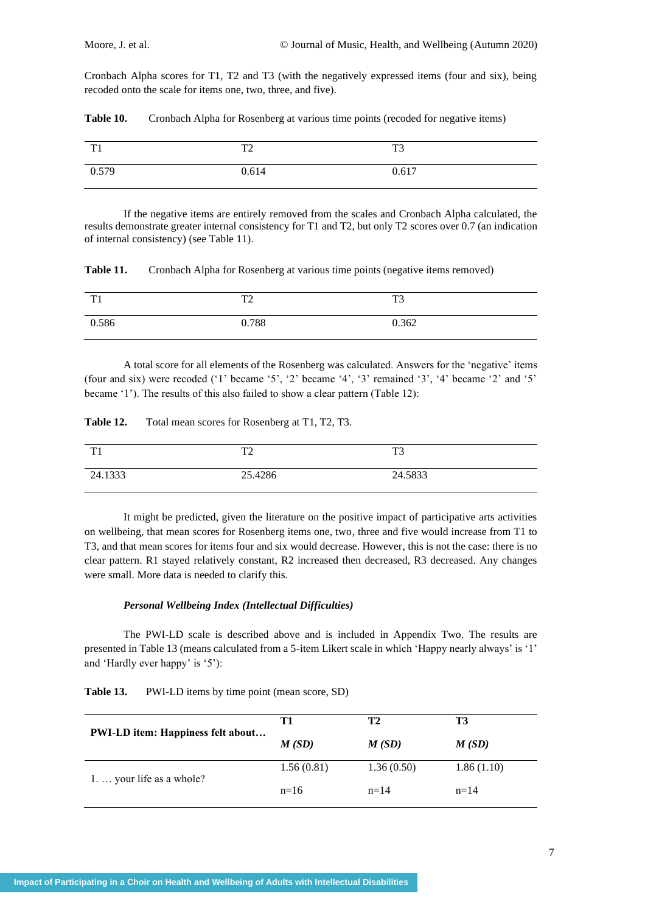Cronbach Alpha scores for T1, T2 and T3 (with the negatively expressed items (four and six), being recoded onto the scale for items one, two, three, and five).

**Table 10.** Cronbach Alpha for Rosenberg at various time points (recoded for negative items)

| T1 | T2 | T3 |
|---|---|---|
| 0.579 | 0.614 | 0.617 |

If the negative items are entirely removed from the scales and Cronbach Alpha calculated, the results demonstrate greater internal consistency for T1 and T2, but only T2 scores over 0.7 (an indication of internal consistency) (see Table 11).

**Table 11.** Cronbach Alpha for Rosenberg at various time points (negative items removed)

| T1 | T2 | T3 |
|---|---|---|
| 0.586 | 0.788 | 0.362 |

A total score for all elements of the Rosenberg was calculated. Answers for the 'negative' items (four and six) were recoded ('1' became '5', '2' became '4', '3' remained '3', '4' became '2' and '5' became '1'). The results of this also failed to show a clear pattern (Table 12):

**Table 12.** Total mean scores for Rosenberg at T1, T2, T3.

| T1 | T2 | T3 |
|---|---|---|
| 24.1333 | 25.4286 | 24.5833 |

It might be predicted, given the literature on the positive impact of participative arts activities on wellbeing, that mean scores for Rosenberg items one, two, three and five would increase from T1 to T3, and that mean scores for items four and six would decrease. However, this is not the case: there is no clear pattern. R1 stayed relatively constant, R2 increased then decreased, R3 decreased. Any changes were small. More data is needed to clarify this.

#### *Personal Wellbeing Index (Intellectual Difficulties)*

The PWI-LD scale is described above and is included in Appendix Two. The results are presented in Table 13 (means calculated from a 5-item Likert scale in which 'Happy nearly always' is '1' and 'Hardly ever happy' is '5'):

**Table 13.** PWI-LD items by time point (mean score, SD)

| **PWI-LD item: Happiness felt about…** | **T1** | **T2** | **T3** |
|---|---|---|---|
| | ***M (SD)*** | ***M (SD)*** | ***M (SD)*** |
| 1. … your life as a whole? | 1.56 (0.81) | 1.36 (0.50) | 1.86 (1.10) |
| | n=16 | n=14 | n=14 |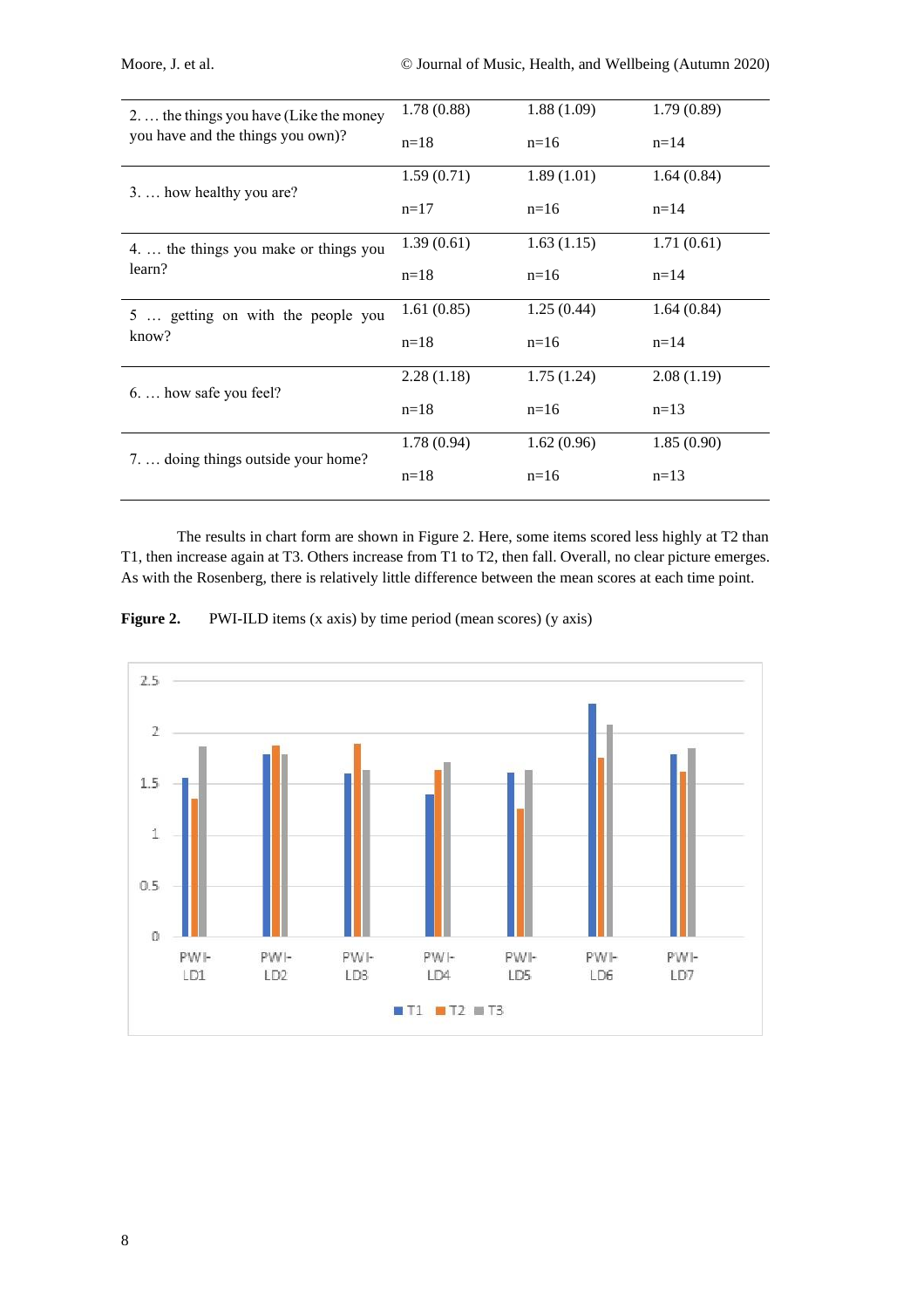| | | | |
|---|---|---|---|
| 2. … the things you have (Like the money you have and the things you own)? | 1.78 (0.88)<br>n=18 | 1.88 (1.09)<br>n=16 | 1.79 (0.89)<br>n=14 |
| 3. … how healthy you are? | 1.59 (0.71)<br>n=17 | 1.89 (1.01)<br>n=16 | 1.64 (0.84)<br>n=14 |
| 4. … the things you make or things you learn? | 1.39 (0.61)<br>n=18 | 1.63 (1.15)<br>n=16 | 1.71 (0.61)<br>n=14 |
| 5 … getting on with the people you know? | 1.61 (0.85)<br>n=18 | 1.25 (0.44)<br>n=16 | 1.64 (0.84)<br>n=14 |
| 6. … how safe you feel? | 2.28 (1.18)<br>n=18 | 1.75 (1.24)<br>n=16 | 2.08 (1.19)<br>n=13 |
| 7. … doing things outside your home? | 1.78 (0.94)<br>n=18 | 1.62 (0.96)<br>n=16 | 1.85 (0.90)<br>n=13 |

The results in chart form are shown in Figure 2. Here, some items scored less highly at T2 than T1, then increase again at T3. Others increase from T1 to T2, then fall. Overall, no clear picture emerges. As with the Rosenberg, there is relatively little difference between the mean scores at each time point.

**Figure 2.** PWI-ILD items (x axis) by time period (mean scores) (y axis)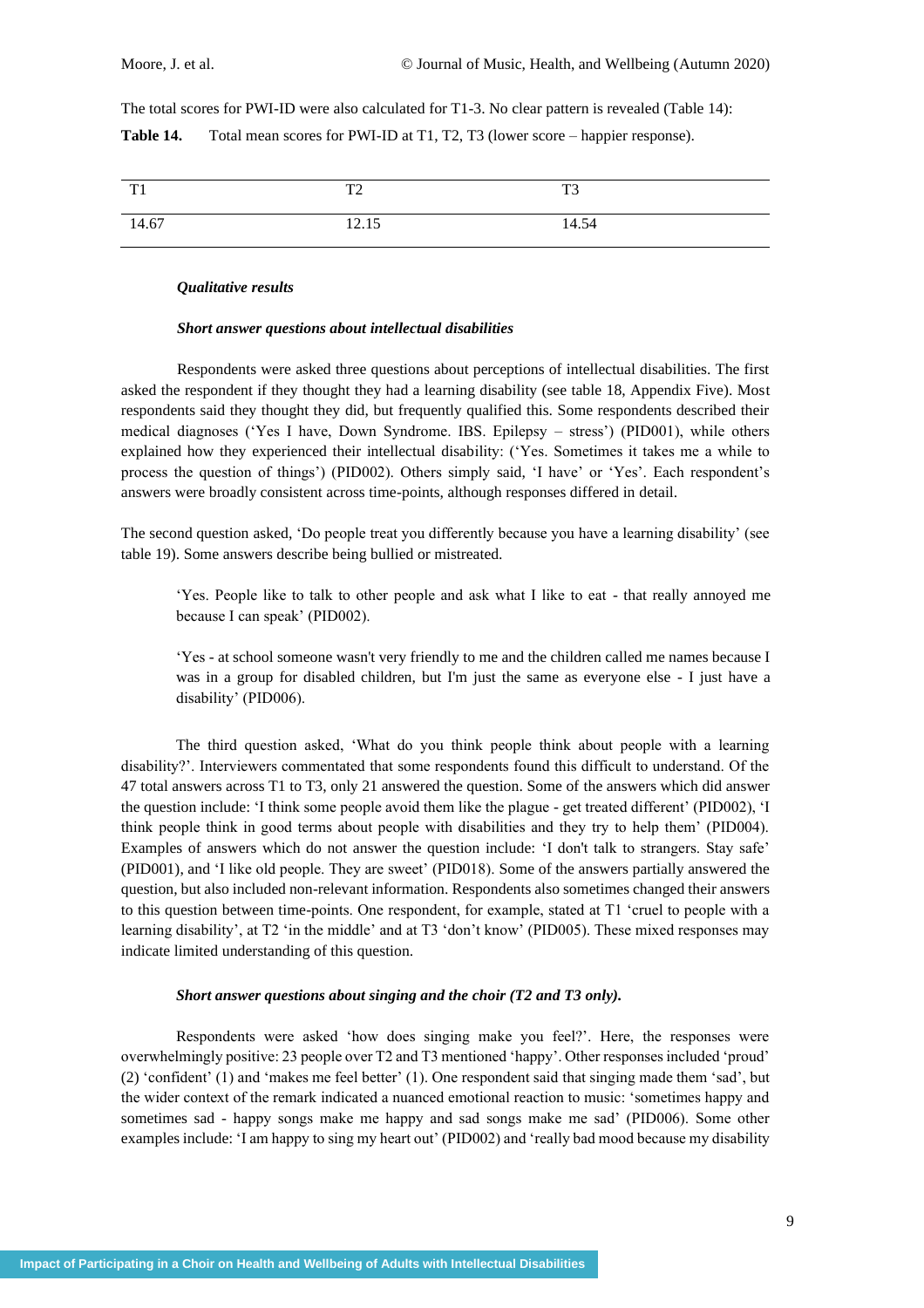The total scores for PWI-ID were also calculated for T1-3. No clear pattern is revealed (Table 14):

**Table 14.** Total mean scores for PWI-ID at T1, T2, T3 (lower score – happier response).

| T1 | T2 | T3 |
|---|---|---|
| 14.67 | 12.15 | 14.54 |

***Qualitative results***

***Short answer questions about intellectual disabilities***

Respondents were asked three questions about perceptions of intellectual disabilities. The first asked the respondent if they thought they had a learning disability (see table 18, Appendix Five). Most respondents said they thought they did, but frequently qualified this. Some respondents described their medical diagnoses ('Yes I have, Down Syndrome. IBS. Epilepsy – stress') (PID001), while others explained how they experienced their intellectual disability: ('Yes. Sometimes it takes me a while to process the question of things') (PID002). Others simply said, 'I have' or 'Yes'. Each respondent's answers were broadly consistent across time-points, although responses differed in detail.

The second question asked, 'Do people treat you differently because you have a learning disability' (see table 19). Some answers describe being bullied or mistreated.

> 'Yes. People like to talk to other people and ask what I like to eat - that really annoyed me because I can speak' (PID002).

> 'Yes - at school someone wasn't very friendly to me and the children called me names because I was in a group for disabled children, but I'm just the same as everyone else - I just have a disability' (PID006).

The third question asked, 'What do you think people think about people with a learning disability?'. Interviewers commentated that some respondents found this difficult to understand. Of the 47 total answers across T1 to T3, only 21 answered the question. Some of the answers which did answer the question include: 'I think some people avoid them like the plague - get treated different' (PID002), 'I think people think in good terms about people with disabilities and they try to help them' (PID004). Examples of answers which do not answer the question include: 'I don't talk to strangers. Stay safe' (PID001), and 'I like old people. They are sweet' (PID018). Some of the answers partially answered the question, but also included non-relevant information. Respondents also sometimes changed their answers to this question between time-points. One respondent, for example, stated at T1 'cruel to people with a learning disability', at T2 'in the middle' and at T3 'don't know' (PID005). These mixed responses may indicate limited understanding of this question.

***Short answer questions about singing and the choir (T2 and T3 only).***

Respondents were asked 'how does singing make you feel?'. Here, the responses were overwhelmingly positive: 23 people over T2 and T3 mentioned 'happy'. Other responses included 'proud' (2) 'confident' (1) and 'makes me feel better' (1). One respondent said that singing made them 'sad', but the wider context of the remark indicated a nuanced emotional reaction to music: 'sometimes happy and sometimes sad - happy songs make me happy and sad songs make me sad' (PID006). Some other examples include: 'I am happy to sing my heart out' (PID002) and 'really bad mood because my disability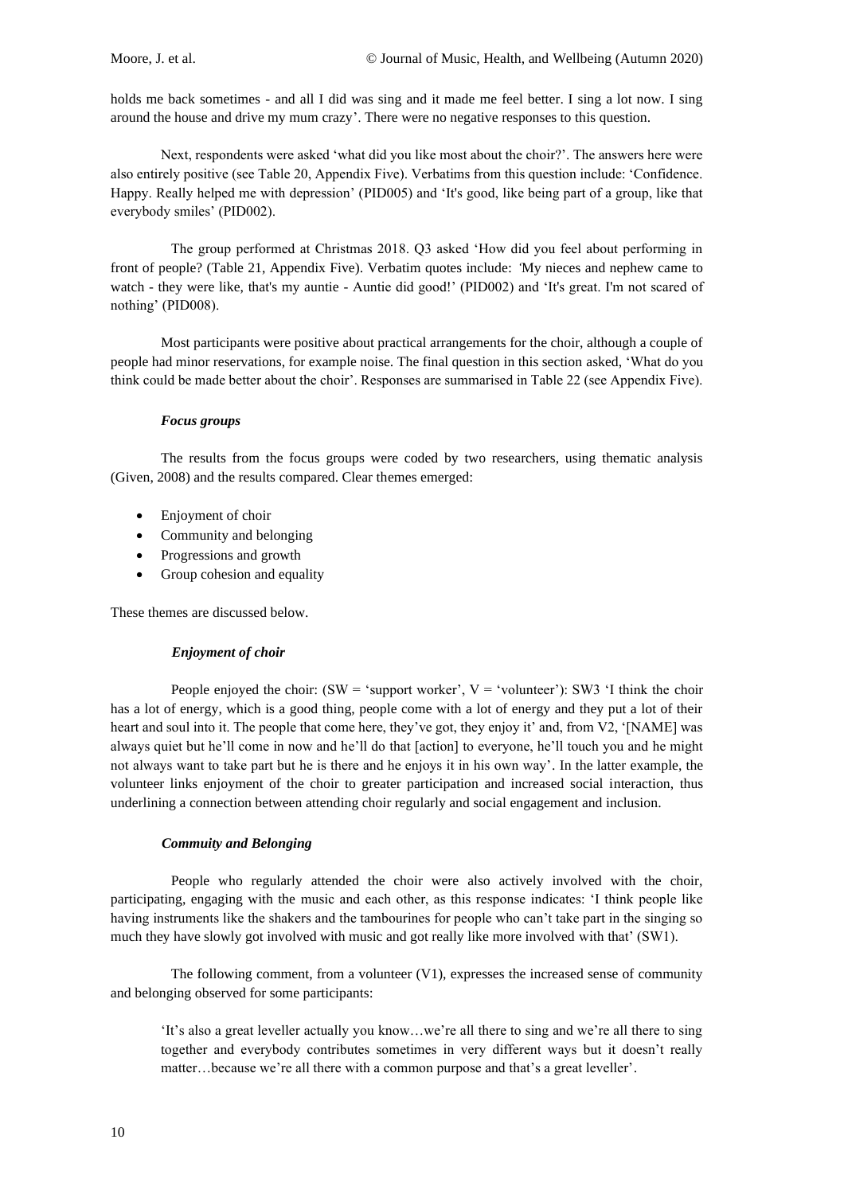holds me back sometimes - and all I did was sing and it made me feel better. I sing a lot now. I sing around the house and drive my mum crazy'. There were no negative responses to this question.

Next, respondents were asked 'what did you like most about the choir?'. The answers here were also entirely positive (see Table 20, Appendix Five). Verbatims from this question include: 'Confidence. Happy. Really helped me with depression' (PID005) and 'It's good, like being part of a group, like that everybody smiles' (PID002).

The group performed at Christmas 2018. Q3 asked 'How did you feel about performing in front of people? (Table 21, Appendix Five). Verbatim quotes include: 'My nieces and nephew came to watch - they were like, that's my auntie - Auntie did good!' (PID002) and 'It's great. I'm not scared of nothing' (PID008).

Most participants were positive about practical arrangements for the choir, although a couple of people had minor reservations, for example noise. The final question in this section asked, 'What do you think could be made better about the choir'. Responses are summarised in Table 22 (see Appendix Five).

### *Focus groups*

The results from the focus groups were coded by two researchers, using thematic analysis (Given, 2008) and the results compared. Clear themes emerged:

- Enjoyment of choir
- Community and belonging
- Progressions and growth
- Group cohesion and equality

These themes are discussed below.

#### *Enjoyment of choir*

People enjoyed the choir: (SW = 'support worker', V = 'volunteer'): SW3 'I think the choir has a lot of energy, which is a good thing, people come with a lot of energy and they put a lot of their heart and soul into it. The people that come here, they've got, they enjoy it' and, from V2, '[NAME] was always quiet but he'll come in now and he'll do that [action] to everyone, he'll touch you and he might not always want to take part but he is there and he enjoys it in his own way'. In the latter example, the volunteer links enjoyment of the choir to greater participation and increased social interaction, thus underlining a connection between attending choir regularly and social engagement and inclusion.

#### *Commuity and Belonging*

People who regularly attended the choir were also actively involved with the choir, participating, engaging with the music and each other, as this response indicates: 'I think people like having instruments like the shakers and the tambourines for people who can't take part in the singing so much they have slowly got involved with music and got really like more involved with that' (SW1).

The following comment, from a volunteer (V1), expresses the increased sense of community and belonging observed for some participants:

> 'It's also a great leveller actually you know…we're all there to sing and we're all there to sing together and everybody contributes sometimes in very different ways but it doesn't really matter…because we're all there with a common purpose and that's a great leveller'.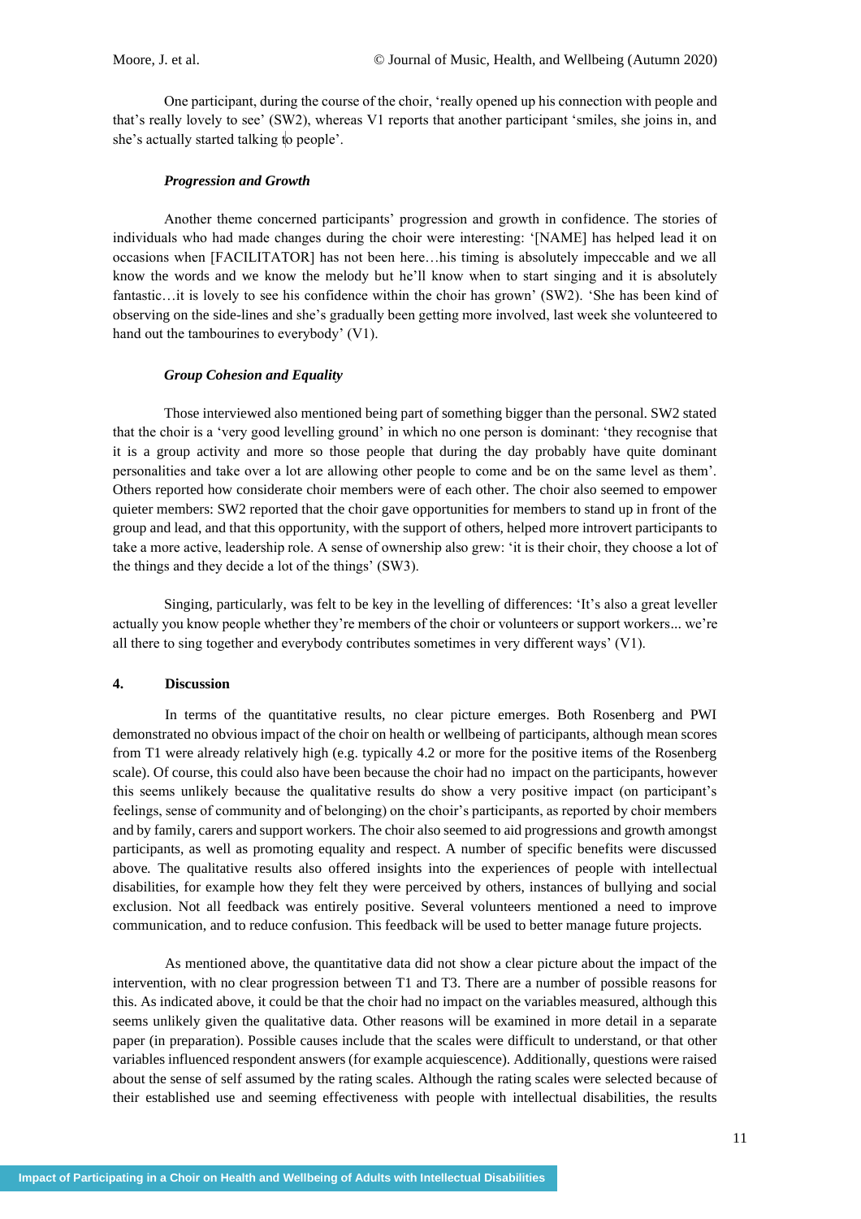One participant, during the course of the choir, 'really opened up his connection with people and that's really lovely to see' (SW2), whereas V1 reports that another participant 'smiles, she joins in, and she's actually started talking to people'.

### *Progression and Growth*

Another theme concerned participants' progression and growth in confidence. The stories of individuals who had made changes during the choir were interesting: '[NAME] has helped lead it on occasions when [FACILITATOR] has not been here…his timing is absolutely impeccable and we all know the words and we know the melody but he'll know when to start singing and it is absolutely fantastic…it is lovely to see his confidence within the choir has grown' (SW2). 'She has been kind of observing on the side-lines and she's gradually been getting more involved, last week she volunteered to hand out the tambourines to everybody' (V1).

### *Group Cohesion and Equality*

Those interviewed also mentioned being part of something bigger than the personal. SW2 stated that the choir is a 'very good levelling ground' in which no one person is dominant: 'they recognise that it is a group activity and more so those people that during the day probably have quite dominant personalities and take over a lot are allowing other people to come and be on the same level as them'. Others reported how considerate choir members were of each other. The choir also seemed to empower quieter members: SW2 reported that the choir gave opportunities for members to stand up in front of the group and lead, and that this opportunity, with the support of others, helped more introvert participants to take a more active, leadership role. A sense of ownership also grew: 'it is their choir, they choose a lot of the things and they decide a lot of the things' (SW3).

Singing, particularly, was felt to be key in the levelling of differences: 'It's also a great leveller actually you know people whether they're members of the choir or volunteers or support workers... we're all there to sing together and everybody contributes sometimes in very different ways' (V1).

## 4. Discussion

In terms of the quantitative results, no clear picture emerges. Both Rosenberg and PWI demonstrated no obvious impact of the choir on health or wellbeing of participants, although mean scores from T1 were already relatively high (e.g. typically 4.2 or more for the positive items of the Rosenberg scale). Of course, this could also have been because the choir had no impact on the participants, however this seems unlikely because the qualitative results do show a very positive impact (on participant's feelings, sense of community and of belonging) on the choir's participants, as reported by choir members and by family, carers and support workers. The choir also seemed to aid progressions and growth amongst participants, as well as promoting equality and respect. A number of specific benefits were discussed above. The qualitative results also offered insights into the experiences of people with intellectual disabilities, for example how they felt they were perceived by others, instances of bullying and social exclusion. Not all feedback was entirely positive. Several volunteers mentioned a need to improve communication, and to reduce confusion. This feedback will be used to better manage future projects.

As mentioned above, the quantitative data did not show a clear picture about the impact of the intervention, with no clear progression between T1 and T3. There are a number of possible reasons for this. As indicated above, it could be that the choir had no impact on the variables measured, although this seems unlikely given the qualitative data. Other reasons will be examined in more detail in a separate paper (in preparation). Possible causes include that the scales were difficult to understand, or that other variables influenced respondent answers (for example acquiescence). Additionally, questions were raised about the sense of self assumed by the rating scales. Although the rating scales were selected because of their established use and seeming effectiveness with people with intellectual disabilities, the results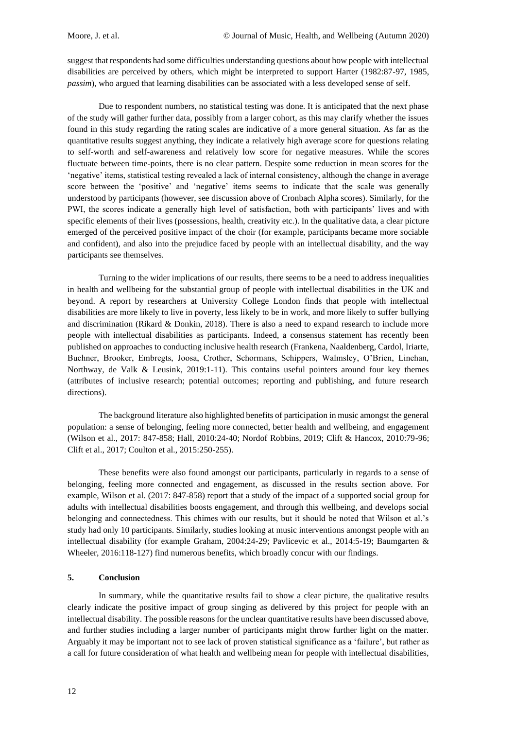suggest that respondents had some difficulties understanding questions about how people with intellectual disabilities are perceived by others, which might be interpreted to support Harter (1982:87-97, 1985, *passim*), who argued that learning disabilities can be associated with a less developed sense of self.

Due to respondent numbers, no statistical testing was done. It is anticipated that the next phase of the study will gather further data, possibly from a larger cohort, as this may clarify whether the issues found in this study regarding the rating scales are indicative of a more general situation. As far as the quantitative results suggest anything, they indicate a relatively high average score for questions relating to self-worth and self-awareness and relatively low score for negative measures. While the scores fluctuate between time-points, there is no clear pattern. Despite some reduction in mean scores for the 'negative' items, statistical testing revealed a lack of internal consistency, although the change in average score between the 'positive' and 'negative' items seems to indicate that the scale was generally understood by participants (however, see discussion above of Cronbach Alpha scores). Similarly, for the PWI, the scores indicate a generally high level of satisfaction, both with participants' lives and with specific elements of their lives (possessions, health, creativity etc.). In the qualitative data, a clear picture emerged of the perceived positive impact of the choir (for example, participants became more sociable and confident), and also into the prejudice faced by people with an intellectual disability, and the way participants see themselves.

Turning to the wider implications of our results, there seems to be a need to address inequalities in health and wellbeing for the substantial group of people with intellectual disabilities in the UK and beyond. A report by researchers at University College London finds that people with intellectual disabilities are more likely to live in poverty, less likely to be in work, and more likely to suffer bullying and discrimination (Rikard & Donkin, 2018). There is also a need to expand research to include more people with intellectual disabilities as participants. Indeed, a consensus statement has recently been published on approaches to conducting inclusive health research (Frankena, Naaldenberg, Cardol, Iriarte, Buchner, Brooker, Embregts, Joosa, Crother, Schormans, Schippers, Walmsley, O'Brien, Linehan, Northway, de Valk & Leusink, 2019:1-11). This contains useful pointers around four key themes (attributes of inclusive research; potential outcomes; reporting and publishing, and future research directions).

The background literature also highlighted benefits of participation in music amongst the general population: a sense of belonging, feeling more connected, better health and wellbeing, and engagement (Wilson et al., 2017: 847-858; Hall, 2010:24-40; Nordof Robbins, 2019; Clift & Hancox, 2010:79-96; Clift et al., 2017; Coulton et al., 2015:250-255).

These benefits were also found amongst our participants, particularly in regards to a sense of belonging, feeling more connected and engagement, as discussed in the results section above. For example, Wilson et al. (2017: 847-858) report that a study of the impact of a supported social group for adults with intellectual disabilities boosts engagement, and through this wellbeing, and develops social belonging and connectedness. This chimes with our results, but it should be noted that Wilson et al.'s study had only 10 participants. Similarly, studies looking at music interventions amongst people with an intellectual disability (for example Graham, 2004:24-29; Pavlicevic et al., 2014:5-19; Baumgarten & Wheeler, 2016:118-127) find numerous benefits, which broadly concur with our findings.

## 5. Conclusion

In summary, while the quantitative results fail to show a clear picture, the qualitative results clearly indicate the positive impact of group singing as delivered by this project for people with an intellectual disability. The possible reasons for the unclear quantitative results have been discussed above, and further studies including a larger number of participants might throw further light on the matter. Arguably it may be important not to see lack of proven statistical significance as a 'failure', but rather as a call for future consideration of what health and wellbeing mean for people with intellectual disabilities,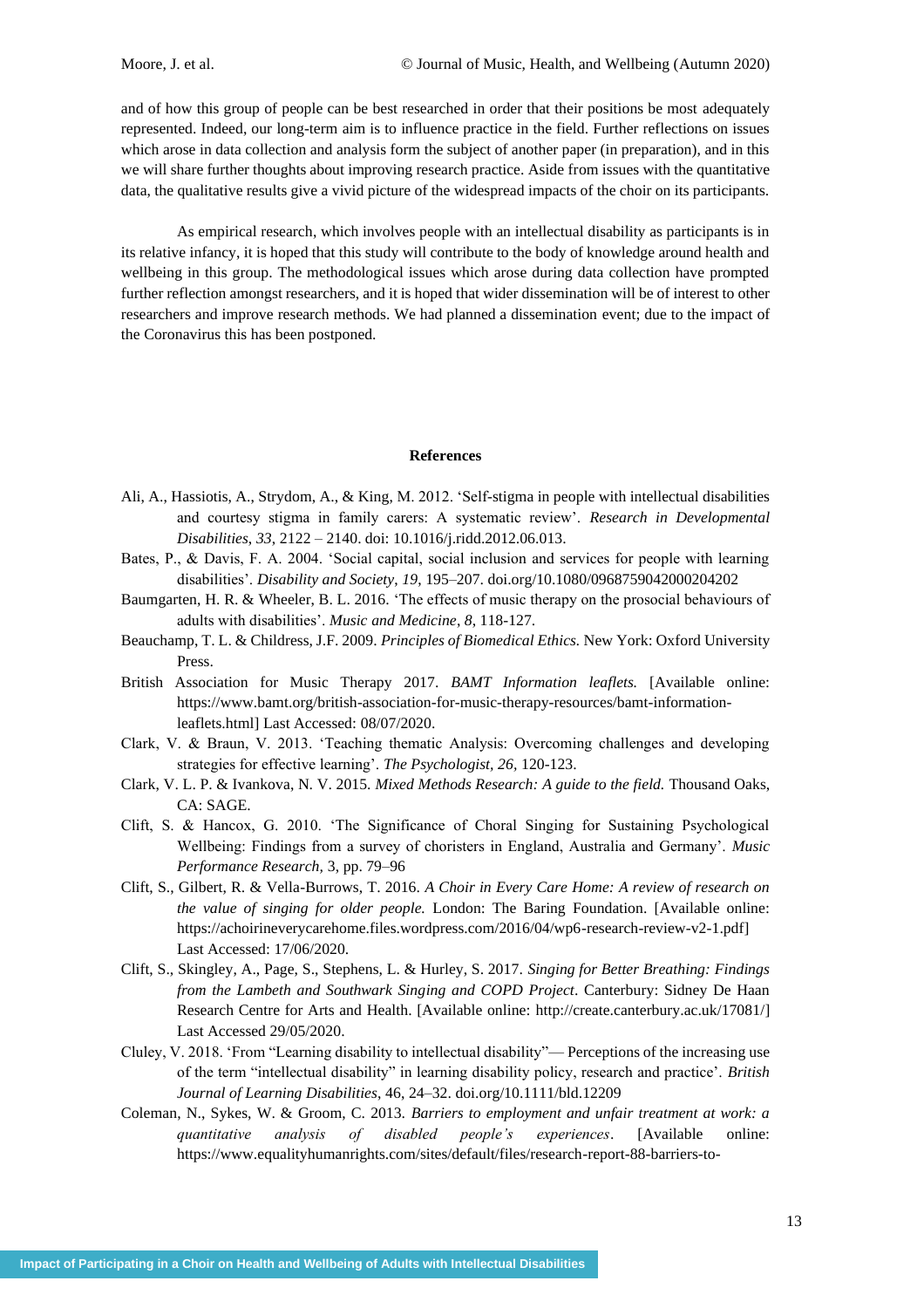and of how this group of people can be best researched in order that their positions be most adequately represented. Indeed, our long-term aim is to influence practice in the field. Further reflections on issues which arose in data collection and analysis form the subject of another paper (in preparation), and in this we will share further thoughts about improving research practice. Aside from issues with the quantitative data, the qualitative results give a vivid picture of the widespread impacts of the choir on its participants.

As empirical research, which involves people with an intellectual disability as participants is in its relative infancy, it is hoped that this study will contribute to the body of knowledge around health and wellbeing in this group. The methodological issues which arose during data collection have prompted further reflection amongst researchers, and it is hoped that wider dissemination will be of interest to other researchers and improve research methods. We had planned a dissemination event; due to the impact of the Coronavirus this has been postponed.

## References

Ali, A., Hassiotis, A., Strydom, A., & King, M. 2012. 'Self-stigma in people with intellectual disabilities and courtesy stigma in family carers: A systematic review'. *Research in Developmental Disabilities*, *33*, 2122 – 2140. doi: 10.1016/j.ridd.2012.06.013.

Bates, P., & Davis, F. A. 2004. 'Social capital, social inclusion and services for people with learning disabilities'. *Disability and Society*, *19*, 195–207. doi.org/10.1080/0968759042000204202

Baumgarten, H. R. & Wheeler, B. L. 2016. 'The effects of music therapy on the prosocial behaviours of adults with disabilities'. *Music and Medicine*, *8*, 118-127.

Beauchamp, T. L. & Childress, J.F. 2009. *Principles of Biomedical Ethics.* New York: Oxford University Press.

British Association for Music Therapy 2017. *BAMT Information leaflets.* [Available online: https://www.bamt.org/british-association-for-music-therapy-resources/bamt-information-leaflets.html] Last Accessed: 08/07/2020.

Clark, V. & Braun, V. 2013. 'Teaching thematic Analysis: Overcoming challenges and developing strategies for effective learning'. *The Psychologist*, *26*, 120-123.

Clark, V. L. P. & Ivankova, N. V. 2015. *Mixed Methods Research: A guide to the field.* Thousand Oaks, CA: SAGE.

Clift, S. & Hancox, G. 2010. 'The Significance of Choral Singing for Sustaining Psychological Wellbeing: Findings from a survey of choristers in England, Australia and Germany'. *Music Performance Research,* 3, pp. 79–96

Clift, S., Gilbert, R. & Vella-Burrows, T. 2016. *A Choir in Every Care Home: A review of research on the value of singing for older people.* London: The Baring Foundation. [Available online: https://achoirineverycarehome.files.wordpress.com/2016/04/wp6-research-review-v2-1.pdf] Last Accessed: 17/06/2020.

Clift, S., Skingley, A., Page, S., Stephens, L. & Hurley, S. 2017. *Singing for Better Breathing: Findings from the Lambeth and Southwark Singing and COPD Project*. Canterbury: Sidney De Haan Research Centre for Arts and Health. [Available online: http://create.canterbury.ac.uk/17081/] Last Accessed 29/05/2020.

Cluley, V. 2018. 'From "Learning disability to intellectual disability"— Perceptions of the increasing use of the term "intellectual disability" in learning disability policy, research and practice'. *British Journal of Learning Disabilities*, 46, 24–32. doi.org/10.1111/bld.12209

Coleman, N., Sykes, W. & Groom, C. 2013. *Barriers to employment and unfair treatment at work: a quantitative analysis of disabled people's experiences*. [Available online: https://www.equalityhumanrights.com/sites/default/files/research-report-88-barriers-to-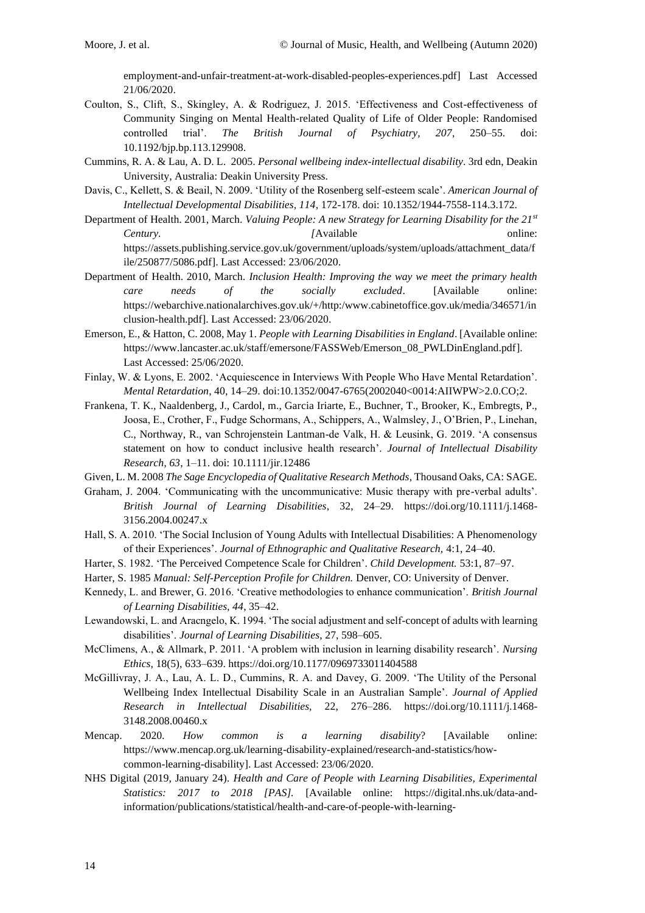employment-and-unfair-treatment-at-work-disabled-peoples-experiences.pdf] Last Accessed 21/06/2020.

Coulton, S., Clift, S., Skingley, A. & Rodriguez, J. 2015. 'Effectiveness and Cost-effectiveness of Community Singing on Mental Health-related Quality of Life of Older People: Randomised controlled trial'. *The British Journal of Psychiatry, 207*, 250–55. doi: 10.1192/bjp.bp.113.129908.

Cummins, R. A. & Lau, A. D. L. 2005. *Personal wellbeing index-intellectual disability*. 3rd edn, Deakin University, Australia: Deakin University Press.

Davis, C., Kellett, S. & Beail, N. 2009. 'Utility of the Rosenberg self-esteem scale'. *American Journal of Intellectual Developmental Disabilities, 114*, 172-178. doi: 10.1352/1944-7558-114.3.172.

Department of Health. 2001, March. *Valuing People: A new Strategy for Learning Disability for the 21st Century*. *[*Available online: https://assets.publishing.service.gov.uk/government/uploads/system/uploads/attachment_data/file/250877/5086.pdf]. Last Accessed: 23/06/2020.

Department of Health. 2010, March. *Inclusion Health: Improving the way we meet the primary health care needs of the socially excluded*. [Available online: https://webarchive.nationalarchives.gov.uk/+/http:/www.cabinetoffice.gov.uk/media/346571/inclusion-health.pdf]. Last Accessed: 23/06/2020.

Emerson, E., & Hatton, C. 2008, May 1. *People with Learning Disabilities in England*. [Available online: https://www.lancaster.ac.uk/staff/emersone/FASSWeb/Emerson_08_PWLDinEngland.pdf]. Last Accessed: 25/06/2020.

Finlay, W. & Lyons, E. 2002. 'Acquiescence in Interviews With People Who Have Mental Retardation'. *Mental Retardation*, 40, 14–29. doi:10.1352/0047-6765(2002040<0014:AIIWPW>2.0.CO;2.

Frankena, T. K., Naaldenberg, J., Cardol, m., Garcia Iriarte, E., Buchner, T., Brooker, K., Embregts, P., Joosa, E., Crother, F., Fudge Schormans, A., Schippers, A., Walmsley, J., O'Brien, P., Linehan, C., Northway, R., van Schrojenstein Lantman-de Valk, H. & Leusink, G. 2019. 'A consensus statement on how to conduct inclusive health research'. *Journal of Intellectual Disability Research, 63*, 1–11. doi: 10.1111/jir.12486

Given, L. M. 2008 *The Sage Encyclopedia of Qualitative Research Methods*, Thousand Oaks, CA: SAGE.

Graham, J. 2004. 'Communicating with the uncommunicative: Music therapy with pre-verbal adults'. *British Journal of Learning Disabilities*, 32, 24–29. https://doi.org/10.1111/j.1468-3156.2004.00247.x

Hall, S. A. 2010. 'The Social Inclusion of Young Adults with Intellectual Disabilities: A Phenomenology of their Experiences'. *Journal of Ethnographic and Qualitative Research,* 4:1, 24–40.

Harter, S. 1982. 'The Perceived Competence Scale for Children'. *Child Development.* 53:1, 87–97.

Harter, S. 1985 *Manual: Self-Perception Profile for Children.* Denver, CO: University of Denver.

Kennedy, L. and Brewer, G. 2016. 'Creative methodologies to enhance communication'. *British Journal of Learning Disabilities, 44*, 35–42.

Lewandowski, L. and Aracngelo, K. 1994. 'The social adjustment and self-concept of adults with learning disabilities'. *Journal of Learning Disabilities*, 27, 598–605.

McClimens, A., & Allmark, P. 2011. 'A problem with inclusion in learning disability research'. *Nursing Ethics*, 18(5), 633–639. https://doi.org/10.1177/0969733011404588

McGillivray, J. A., Lau, A. L. D., Cummins, R. A. and Davey, G. 2009. 'The Utility of the Personal Wellbeing Index Intellectual Disability Scale in an Australian Sample'. *Journal of Applied Research in Intellectual Disabilities,* 22, 276–286. https://doi.org/10.1111/j.1468-3148.2008.00460.x

Mencap. 2020. *How common is a learning disability*? [Available online: https://www.mencap.org.uk/learning-disability-explained/research-and-statistics/how-common-learning-disability]. Last Accessed: 23/06/2020.

NHS Digital (2019, January 24). *Health and Care of People with Learning Disabilities, Experimental Statistics: 2017 to 2018 [PAS].* [Available online: https://digital.nhs.uk/data-and-information/publications/statistical/health-and-care-of-people-with-learning-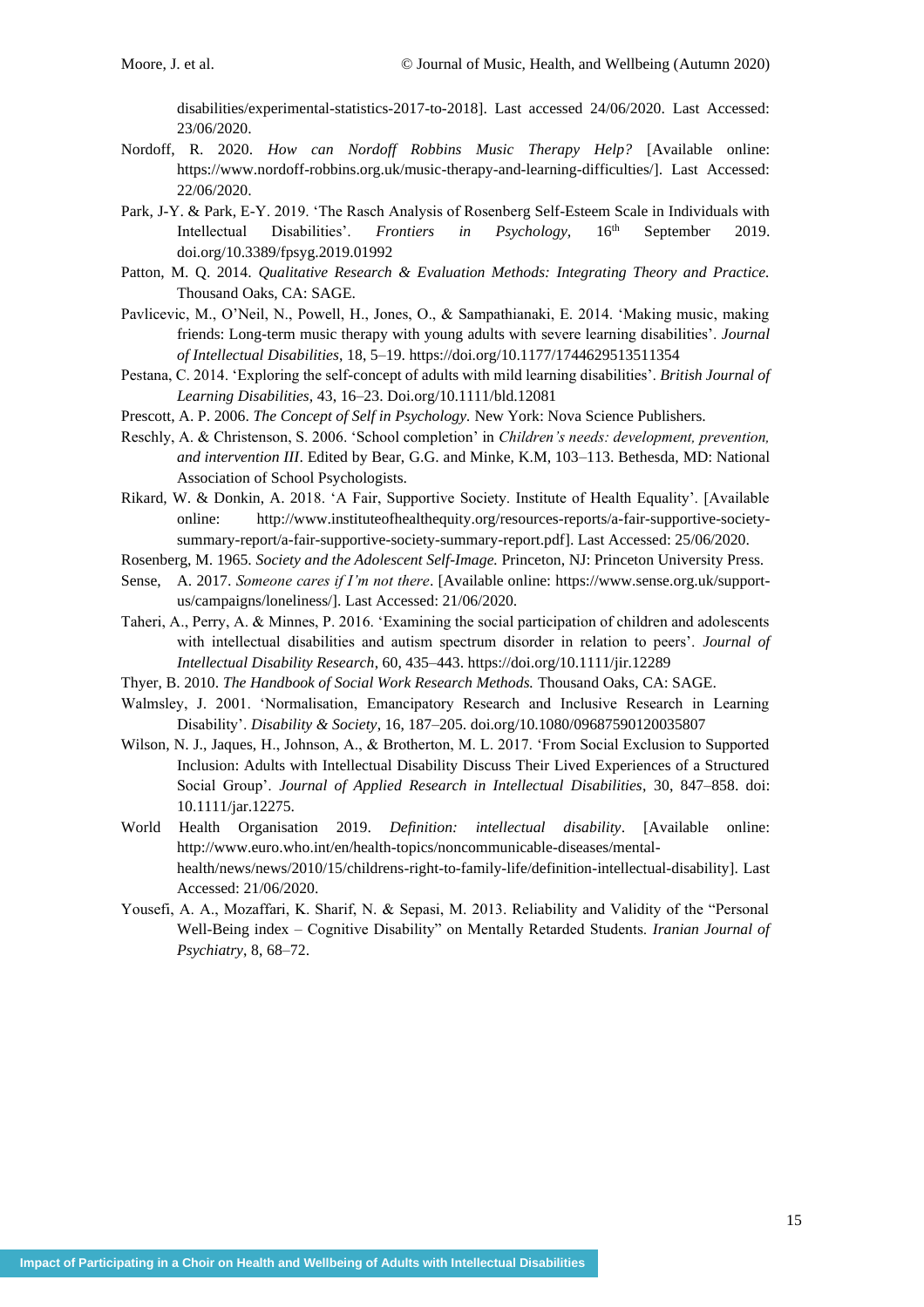disabilities/experimental-statistics-2017-to-2018]. Last accessed 24/06/2020. Last Accessed: 23/06/2020.

Nordoff, R. 2020. *How can Nordoff Robbins Music Therapy Help?* [Available online: https://www.nordoff-robbins.org.uk/music-therapy-and-learning-difficulties/]. Last Accessed: 22/06/2020.

Park, J-Y. & Park, E-Y. 2019. 'The Rasch Analysis of Rosenberg Self-Esteem Scale in Individuals with Intellectual Disabilities'. *Frontiers in Psychology,* 16th September 2019. doi.org/10.3389/fpsyg.2019.01992

Patton, M. Q. 2014. *Qualitative Research & Evaluation Methods: Integrating Theory and Practice.* Thousand Oaks, CA: SAGE.

Pavlicevic, M., O'Neil, N., Powell, H., Jones, O., & Sampathianaki, E. 2014. 'Making music, making friends: Long-term music therapy with young adults with severe learning disabilities'. *Journal of Intellectual Disabilities*, 18, 5–19. https://doi.org/10.1177/1744629513511354

Pestana, C. 2014. 'Exploring the self-concept of adults with mild learning disabilities'. *British Journal of Learning Disabilities,* 43, 16–23. Doi.org/10.1111/bld.12081

Prescott, A. P. 2006. *The Concept of Self in Psychology.* New York: Nova Science Publishers.

Reschly, A. & Christenson, S. 2006. 'School completion' in *Children's needs: development, prevention, and intervention III*. Edited by Bear, G.G. and Minke, K.M, 103–113. Bethesda, MD: National Association of School Psychologists.

Rikard, W. & Donkin, A. 2018. 'A Fair, Supportive Society. Institute of Health Equality'. [Available online: http://www.instituteofhealthequity.org/resources-reports/a-fair-supportive-society-summary-report/a-fair-supportive-society-summary-report.pdf]. Last Accessed: 25/06/2020.

Rosenberg, M. 1965. *Society and the Adolescent Self-Image.* Princeton, NJ: Princeton University Press.

Sense, A. 2017. *Someone cares if I'm not there*. [Available online: https://www.sense.org.uk/support-us/campaigns/loneliness/]. Last Accessed: 21/06/2020.

Taheri, A., Perry, A. & Minnes, P. 2016. 'Examining the social participation of children and adolescents with intellectual disabilities and autism spectrum disorder in relation to peers'. *Journal of Intellectual Disability Research*, 60, 435–443. https://doi.org/10.1111/jir.12289

Thyer, B. 2010. *The Handbook of Social Work Research Methods.* Thousand Oaks, CA: SAGE.

Walmsley, J. 2001. 'Normalisation, Emancipatory Research and Inclusive Research in Learning Disability'. *Disability & Society*, 16, 187–205. doi.org/10.1080/09687590120035807

Wilson, N. J., Jaques, H., Johnson, A., & Brotherton, M. L. 2017. 'From Social Exclusion to Supported Inclusion: Adults with Intellectual Disability Discuss Their Lived Experiences of a Structured Social Group'. *Journal of Applied Research in Intellectual Disabilities*, 30, 847–858. doi: 10.1111/jar.12275.

World Health Organisation 2019. *Definition: intellectual disability*. [Available online: http://www.euro.who.int/en/health-topics/noncommunicable-diseases/mental-health/news/news/2010/15/childrens-right-to-family-life/definition-intellectual-disability]. Last Accessed: 21/06/2020.

Yousefi, A. A., Mozaffari, K. Sharif, N. & Sepasi, M. 2013. Reliability and Validity of the "Personal Well-Being index – Cognitive Disability" on Mentally Retarded Students. *Iranian Journal of Psychiatry*, 8, 68–72.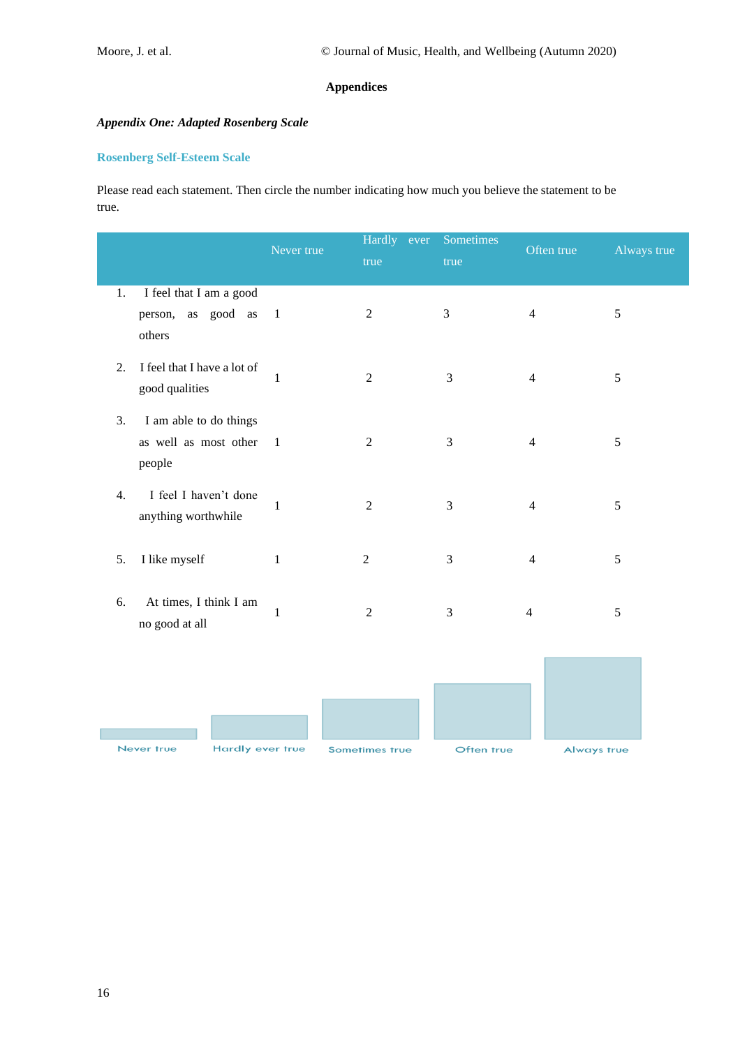## Appendices

### *Appendix One: Adapted Rosenberg Scale*

#### Rosenberg Self-Esteem Scale

Please read each statement. Then circle the number indicating how much you believe the statement to be true.

| | Never true | Hardly ever true | Sometimes true | Often true | Always true |
|---|---|---|---|---|---|
| 1. I feel that I am a good person, as good as others | 1 | 2 | 3 | 4 | 5 |
| 2. I feel that I have a lot of good qualities | 1 | 2 | 3 | 4 | 5 |
| 3. I am able to do things as well as most other people | 1 | 2 | 3 | 4 | 5 |
| 4. I feel I haven't done anything worthwhile | 1 | 2 | 3 | 4 | 5 |
| 5. I like myself | 1 | 2 | 3 | 4 | 5 |
| 6. At times, I think I am no good at all | 1 | 2 | 3 | 4 | 5 |

Never true | Hardly ever true | Sometimes true | Often true | Always true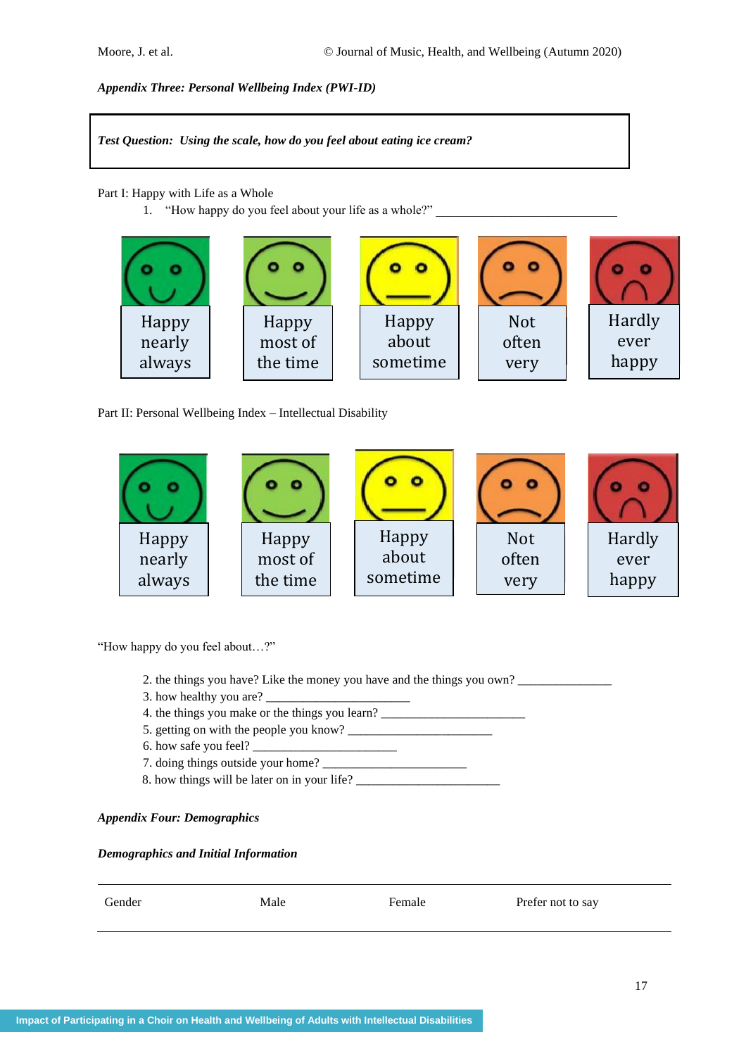*Appendix Three: Personal Wellbeing Index (PWI-ID)*

| ***Test Question: Using the scale, how do you feel about eating ice cream?*** |
|---|

Part I: Happy with Life as a Whole

1. "How happy do you feel about your life as a whole?" ______________________________

| Happy nearly always | Happy most of the time | Happy about sometime | Not often very | Hardly ever happy |
|---|---|---|---|---|

Part II: Personal Wellbeing Index – Intellectual Disability

| Happy nearly always | Happy most of the time | Happy about sometime | Not often very | Hardly ever happy |
|---|---|---|---|---|

"How happy do you feel about…?"

2. the things you have? Like the money you have and the things you own? _______________
3. how healthy you are? ________________________
4. the things you make or the things you learn? ________________________
5. getting on with the people you know? ________________________
6. how safe you feel? ________________________
7. doing things outside your home? ________________________
8. how things will be later on in your life? ________________________

*Appendix Four: Demographics*

***Demographics and Initial Information***

| Gender | Male | Female | Prefer not to say |
|---|---|---|---|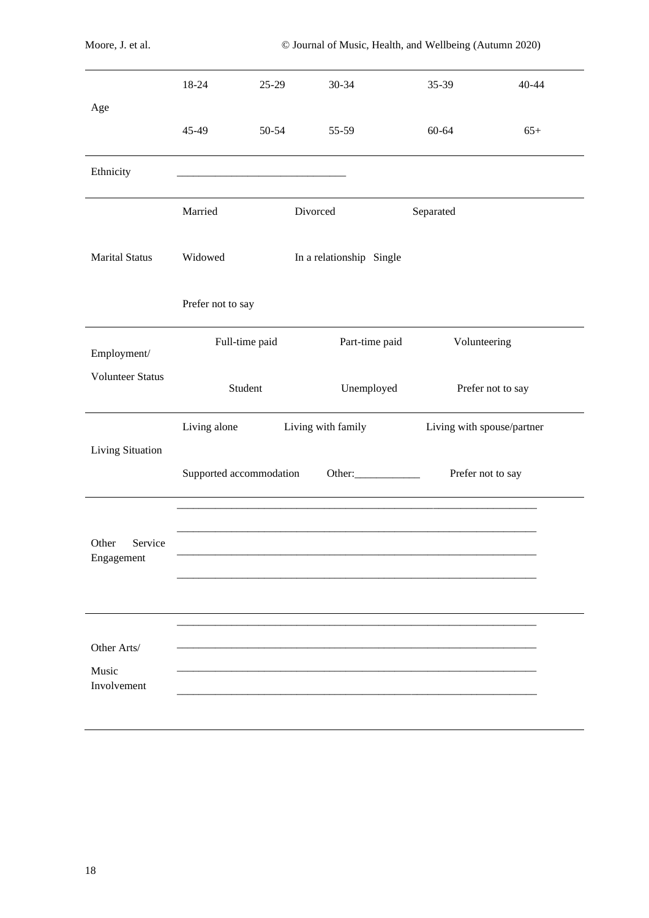| | | | | | |
|---|---|---|---|---|---|
| Age | 18-24 | 25-29 | 30-34 | 35-39 | 40-44 |
| | 45-49 | 50-54 | 55-59 | 60-64 | 65+ |
| Ethnicity | ______________________________ | | | | |
| Marital Status | Married | Divorced | Separated | | |
| | Widowed | In a relationship | Single | | |
| | Prefer not to say | | | | |
| Employment/ Volunteer Status | Full-time paid | Part-time paid | Volunteering | | |
| | Student | Unemployed | Prefer not to say | | |
| Living Situation | Living alone | Living with family | Living with spouse/partner | | |
| | Supported accommodation | Other:____________ | Prefer not to say | | |
| Other Service Engagement | ________________________________________________________________ <br> ________________________________________________________________ <br> ________________________________________________________________ <br> ________________________________________________________________ | | | | |
| Other Arts/ Music Involvement | ________________________________________________________________ <br> ________________________________________________________________ <br> ________________________________________________________________ <br> ________________________________________________________________ | | | | |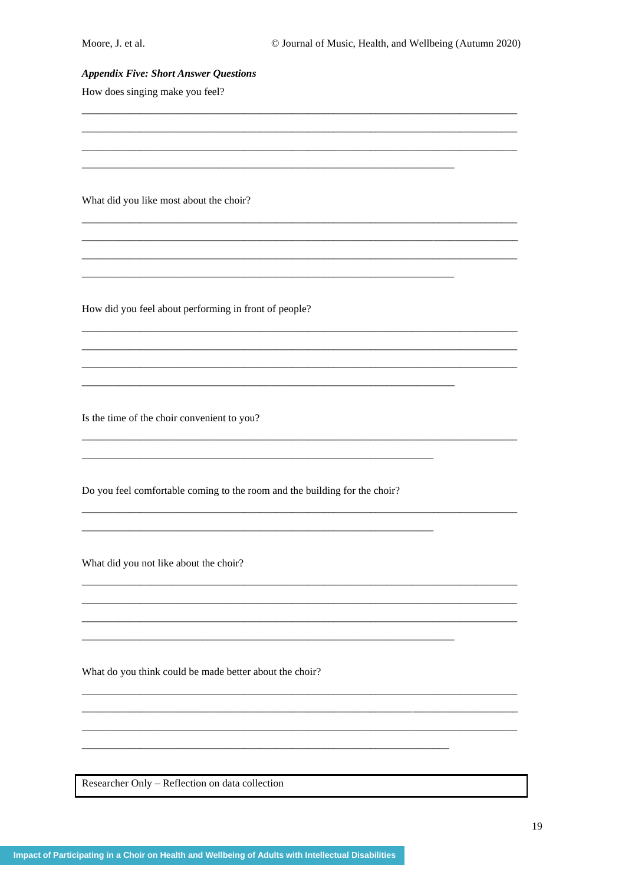***Appendix Five: Short Answer Questions***

How does singing make you feel?

___________________________________________________________________________

___________________________________________________________________________

___________________________________________________________________________

_________________________________________________________________

What did you like most about the choir?

___________________________________________________________________________

___________________________________________________________________________

___________________________________________________________________________

_________________________________________________________________

How did you feel about performing in front of people?

___________________________________________________________________________

___________________________________________________________________________

___________________________________________________________________________

_________________________________________________________________

Is the time of the choir convenient to you?

___________________________________________________________________________

_____________________________________________________________

Do you feel comfortable coming to the room and the building for the choir?

___________________________________________________________________________

_____________________________________________________________

What did you not like about the choir?

___________________________________________________________________________

___________________________________________________________________________

___________________________________________________________________________

_________________________________________________________________

What do you think could be made better about the choir?

___________________________________________________________________________

___________________________________________________________________________

___________________________________________________________________________

________________________________________________________________

| Researcher Only – Reflection on data collection |
| --- |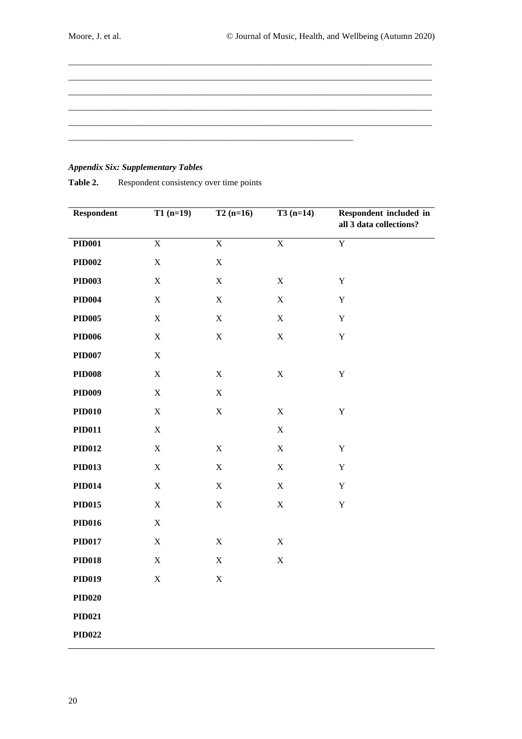_______________________________________________________________________________
_______________________________________________________________________________
_______________________________________________________________________________
_______________________________________________________________________________
_______________________________________________________________________________
____________________________________________________________

***Appendix Six: Supplementary Tables***

**Table 2.** Respondent consistency over time points

| Respondent | T1 (n=19) | T2 (n=16) | T3 (n=14) | Respondent included in all 3 data collections? |
|---|---|---|---|---|
| **PID001** | X | X | X | Y |
| **PID002** | X | X | | |
| **PID003** | X | X | X | Y |
| **PID004** | X | X | X | Y |
| **PID005** | X | X | X | Y |
| **PID006** | X | X | X | Y |
| **PID007** | X | | | |
| **PID008** | X | X | X | Y |
| **PID009** | X | X | | |
| **PID010** | X | X | X | Y |
| **PID011** | X | | X | |
| **PID012** | X | X | X | Y |
| **PID013** | X | X | X | Y |
| **PID014** | X | X | X | Y |
| **PID015** | X | X | X | Y |
| **PID016** | X | | | |
| **PID017** | X | X | X | |
| **PID018** | X | X | X | |
| **PID019** | X | X | | |
| **PID020** | | | | |
| **PID021** | | | | |
| **PID022** | | | | |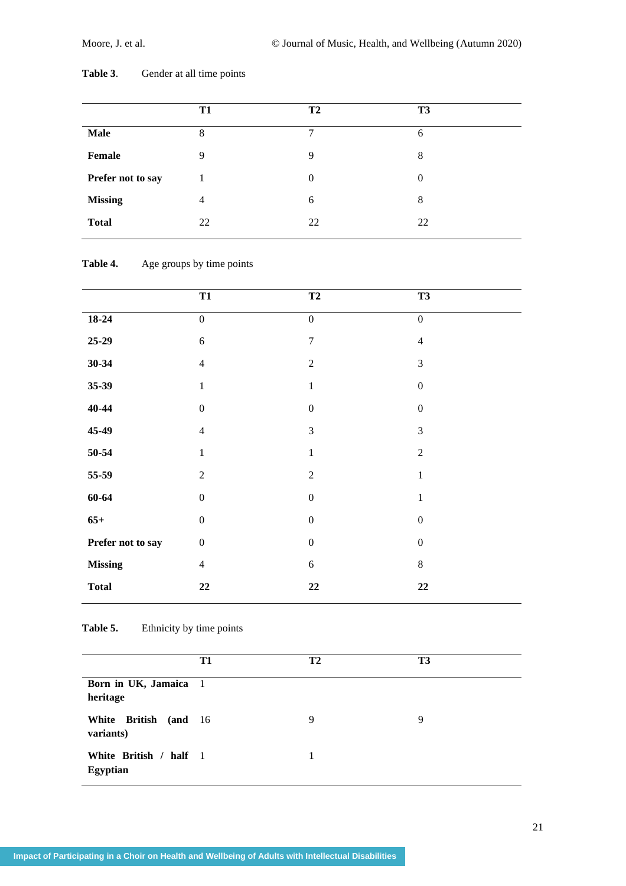**Table 3**. Gender at all time points

| | T1 | T2 | T3 |
|---|---|---|---|
| **Male** | 8 | 7 | 6 |
| **Female** | 9 | 9 | 8 |
| **Prefer not to say** | 1 | 0 | 0 |
| **Missing** | 4 | 6 | 8 |
| **Total** | 22 | 22 | 22 |

**Table 4.** Age groups by time points

| | T1 | T2 | T3 |
|---|---|---|---|
| **18-24** | 0 | 0 | 0 |
| **25-29** | 6 | 7 | 4 |
| **30-34** | 4 | 2 | 3 |
| **35-39** | 1 | 1 | 0 |
| **40-44** | 0 | 0 | 0 |
| **45-49** | 4 | 3 | 3 |
| **50-54** | 1 | 1 | 2 |
| **55-59** | 2 | 2 | 1 |
| **60-64** | 0 | 0 | 1 |
| **65+** | 0 | 0 | 0 |
| **Prefer not to say** | 0 | 0 | 0 |
| **Missing** | 4 | 6 | 8 |
| **Total** | **22** | **22** | **22** |

**Table 5.** Ethnicity by time points

| | T1 | T2 | T3 |
|---|---|---|---|
| **Born in UK, Jamaica heritage** | 1 | | |
| **White British (and variants)** | 16 | 9 | 9 |
| **White British / half Egyptian** | 1 | 1 | |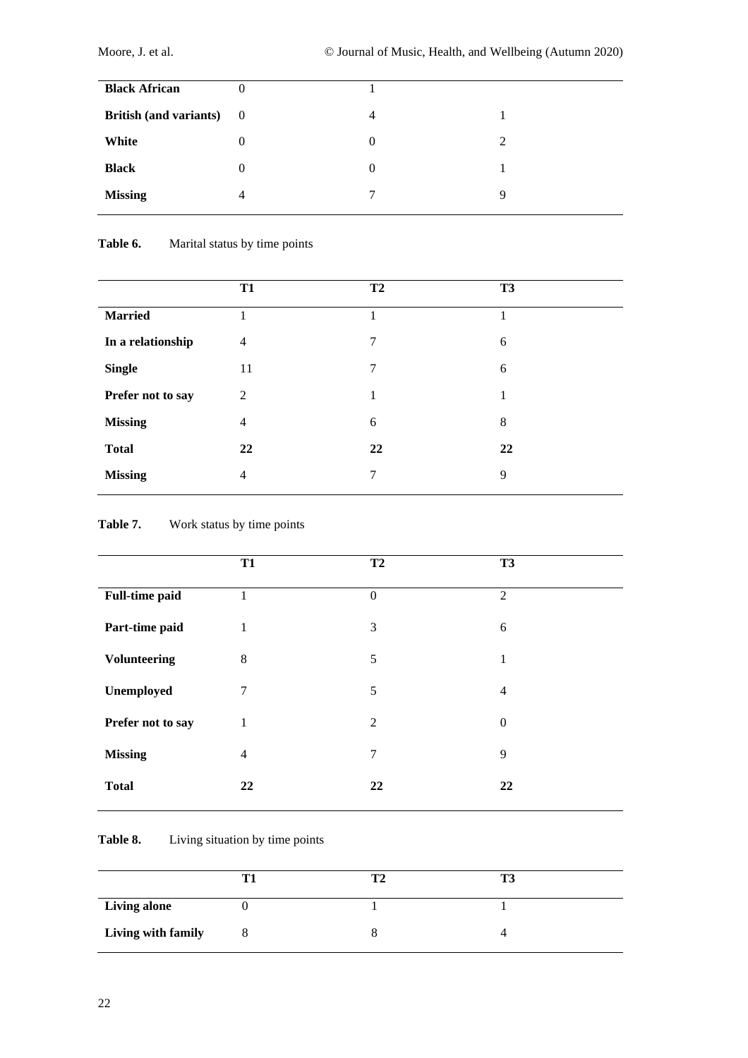|  |  |  |  |
|---|---|---|---|
| **Black African** | 0 | 1 |  |
| **British (and variants)** | 0 | 4 | 1 |
| **White** | 0 | 0 | 2 |
| **Black** | 0 | 0 | 1 |
| **Missing** | 4 | 7 | 9 |

**Table 6.** Marital status by time points

|  | T1 | T2 | T3 |
|---|---|---|---|
| **Married** | 1 | 1 | 1 |
| **In a relationship** | 4 | 7 | 6 |
| **Single** | 11 | 7 | 6 |
| **Prefer not to say** | 2 | 1 | 1 |
| **Missing** | 4 | 6 | 8 |
| **Total** | **22** | **22** | **22** |
| **Missing** | 4 | 7 | 9 |

**Table 7.** Work status by time points

|  | T1 | T2 | T3 |
|---|---|---|---|
| **Full-time paid** | 1 | 0 | 2 |
| **Part-time paid** | 1 | 3 | 6 |
| **Volunteering** | 8 | 5 | 1 |
| **Unemployed** | 7 | 5 | 4 |
| **Prefer not to say** | 1 | 2 | 0 |
| **Missing** | 4 | 7 | 9 |
| **Total** | **22** | **22** | **22** |

**Table 8.** Living situation by time points

|  | T1 | T2 | T3 |
|---|---|---|---|
| **Living alone** | 0 | 1 | 1 |
| **Living with family** | 8 | 8 | 4 |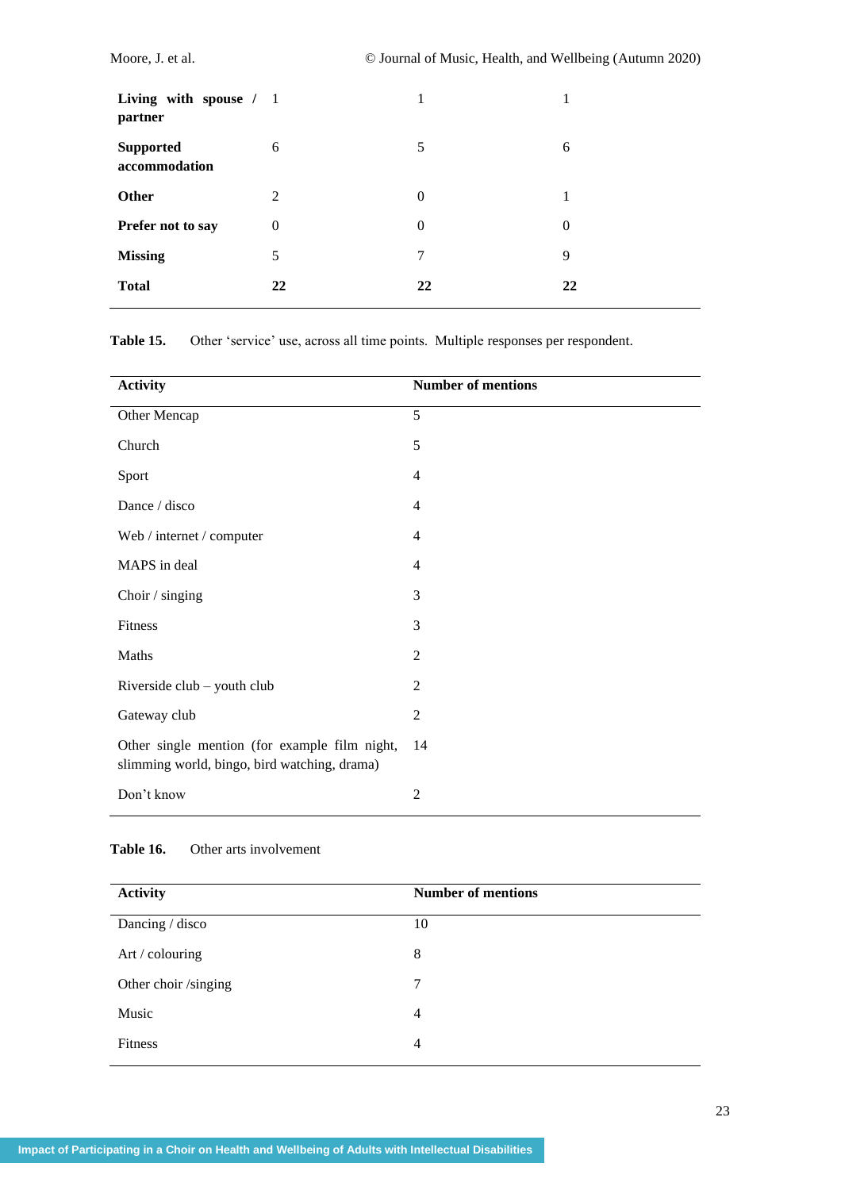| | | | |
|---|---|---|---|
| **Living with spouse / partner** | 1 | 1 | 1 |
| **Supported accommodation** | 6 | 5 | 6 |
| **Other** | 2 | 0 | 1 |
| **Prefer not to say** | 0 | 0 | 0 |
| **Missing** | 5 | 7 | 9 |
| **Total** | **22** | **22** | **22** |

**Table 15.** Other 'service' use, across all time points. Multiple responses per respondent.

| Activity | Number of mentions |
|---|---|
| Other Mencap | 5 |
| Church | 5 |
| Sport | 4 |
| Dance / disco | 4 |
| Web / internet / computer | 4 |
| MAPS in deal | 4 |
| Choir / singing | 3 |
| Fitness | 3 |
| Maths | 2 |
| Riverside club – youth club | 2 |
| Gateway club | 2 |
| Other single mention (for example film night, slimming world, bingo, bird watching, drama) | 14 |
| Don't know | 2 |

**Table 16.** Other arts involvement

| Activity | Number of mentions |
|---|---|
| Dancing / disco | 10 |
| Art / colouring | 8 |
| Other choir /singing | 7 |
| Music | 4 |
| Fitness | 4 |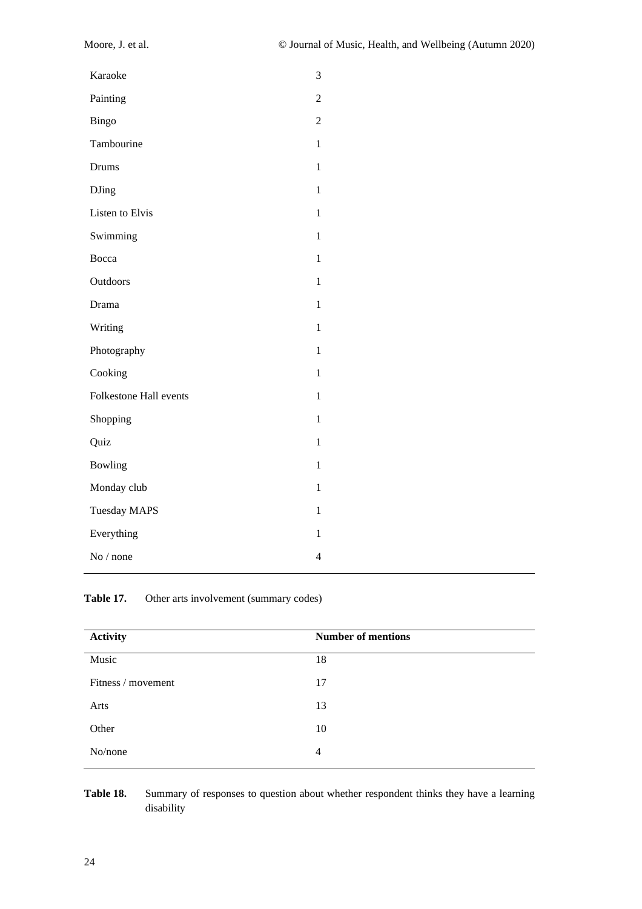| | |
|---|---|
| Karaoke | 3 |
| Painting | 2 |
| Bingo | 2 |
| Tambourine | 1 |
| Drums | 1 |
| DJing | 1 |
| Listen to Elvis | 1 |
| Swimming | 1 |
| Bocca | 1 |
| Outdoors | 1 |
| Drama | 1 |
| Writing | 1 |
| Photography | 1 |
| Cooking | 1 |
| Folkestone Hall events | 1 |
| Shopping | 1 |
| Quiz | 1 |
| Bowling | 1 |
| Monday club | 1 |
| Tuesday MAPS | 1 |
| Everything | 1 |
| No / none | 4 |

**Table 17.** Other arts involvement (summary codes)

| Activity | Number of mentions |
|---|---|
| Music | 18 |
| Fitness / movement | 17 |
| Arts | 13 |
| Other | 10 |
| No/none | 4 |

**Table 18.** Summary of responses to question about whether respondent thinks they have a learning disability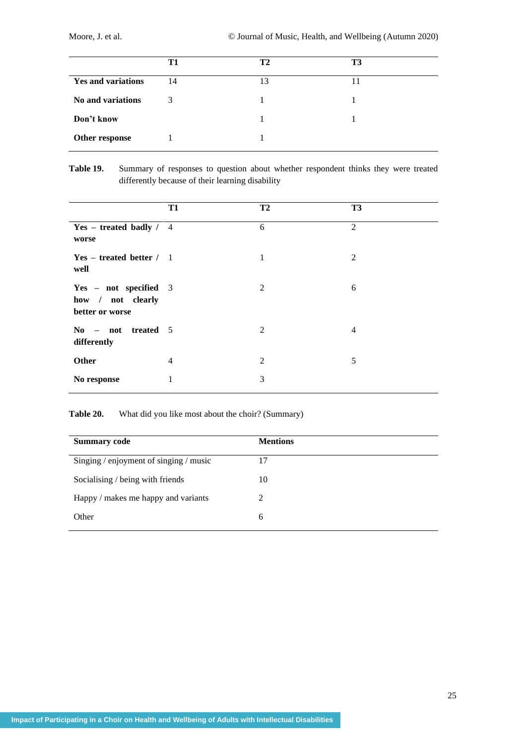| | T1 | T2 | T3 |
|---|---|---|---|
| **Yes and variations** | 14 | 13 | 11 |
| **No and variations** | 3 | 1 | 1 |
| **Don't know** | | 1 | 1 |
| **Other response** | 1 | 1 | |

**Table 19.** Summary of responses to question about whether respondent thinks they were treated differently because of their learning disability

| | T1 | T2 | T3 |
|---|---|---|---|
| **Yes – treated badly / worse** | 4 | 6 | 2 |
| **Yes – treated better / well** | 1 | 1 | 2 |
| **Yes – not specified how / not clearly better or worse** | 3 | 2 | 6 |
| **No – not treated differently** | 5 | 2 | 4 |
| **Other** | 4 | 2 | 5 |
| **No response** | 1 | 3 | |

**Table 20.** What did you like most about the choir? (Summary)

| Summary code | Mentions |
|---|---|
| Singing / enjoyment of singing / music | 17 |
| Socialising / being with friends | 10 |
| Happy / makes me happy and variants | 2 |
| Other | 6 |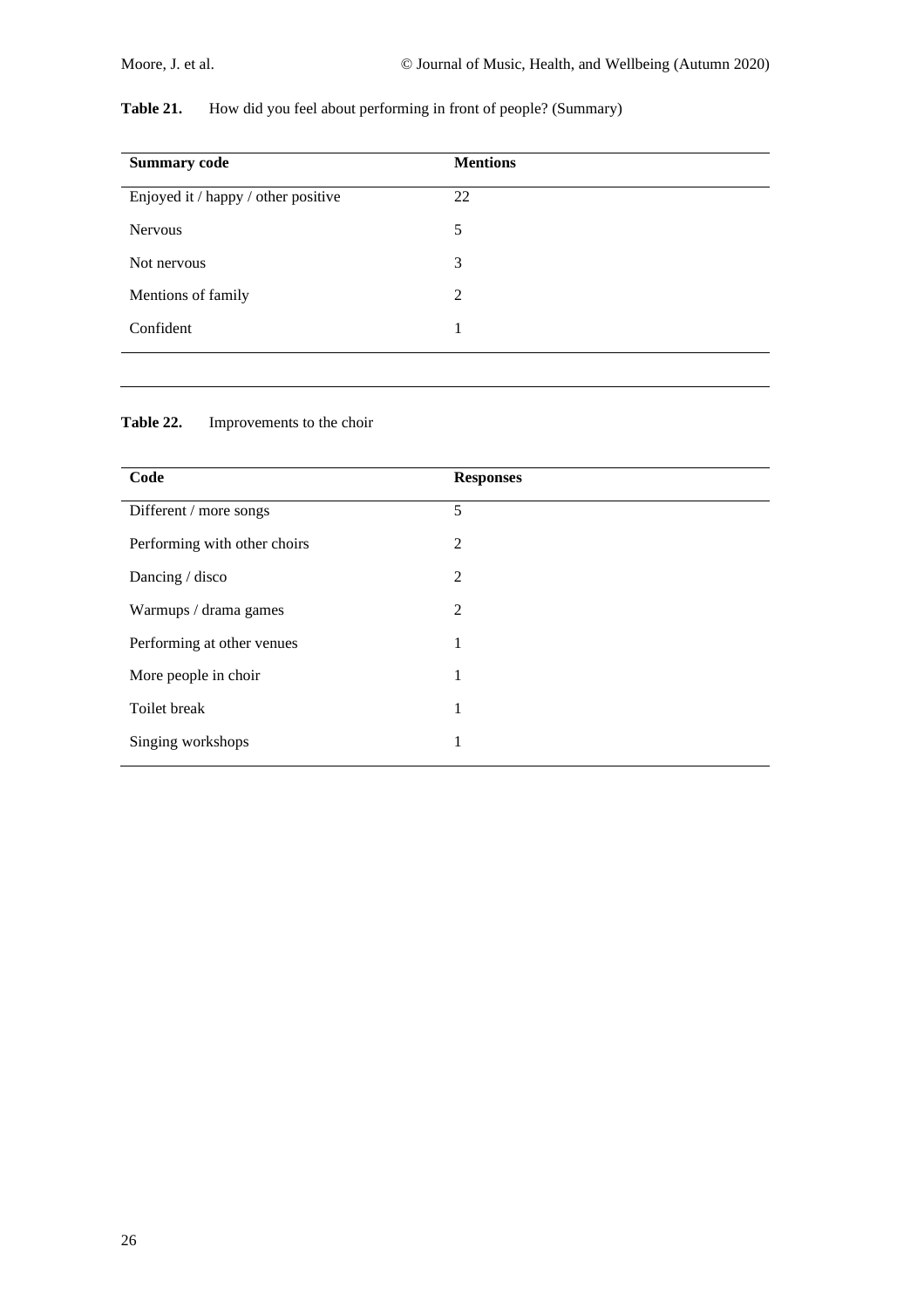**Table 21.** How did you feel about performing in front of people? (Summary)

| Summary code | Mentions |
|---|---|
| Enjoyed it / happy / other positive | 22 |
| Nervous | 5 |
| Not nervous | 3 |
| Mentions of family | 2 |
| Confident | 1 |

**Table 22.** Improvements to the choir

| Code | Responses |
|---|---|
| Different / more songs | 5 |
| Performing with other choirs | 2 |
| Dancing / disco | 2 |
| Warmups / drama games | 2 |
| Performing at other venues | 1 |
| More people in choir | 1 |
| Toilet break | 1 |
| Singing workshops | 1 |